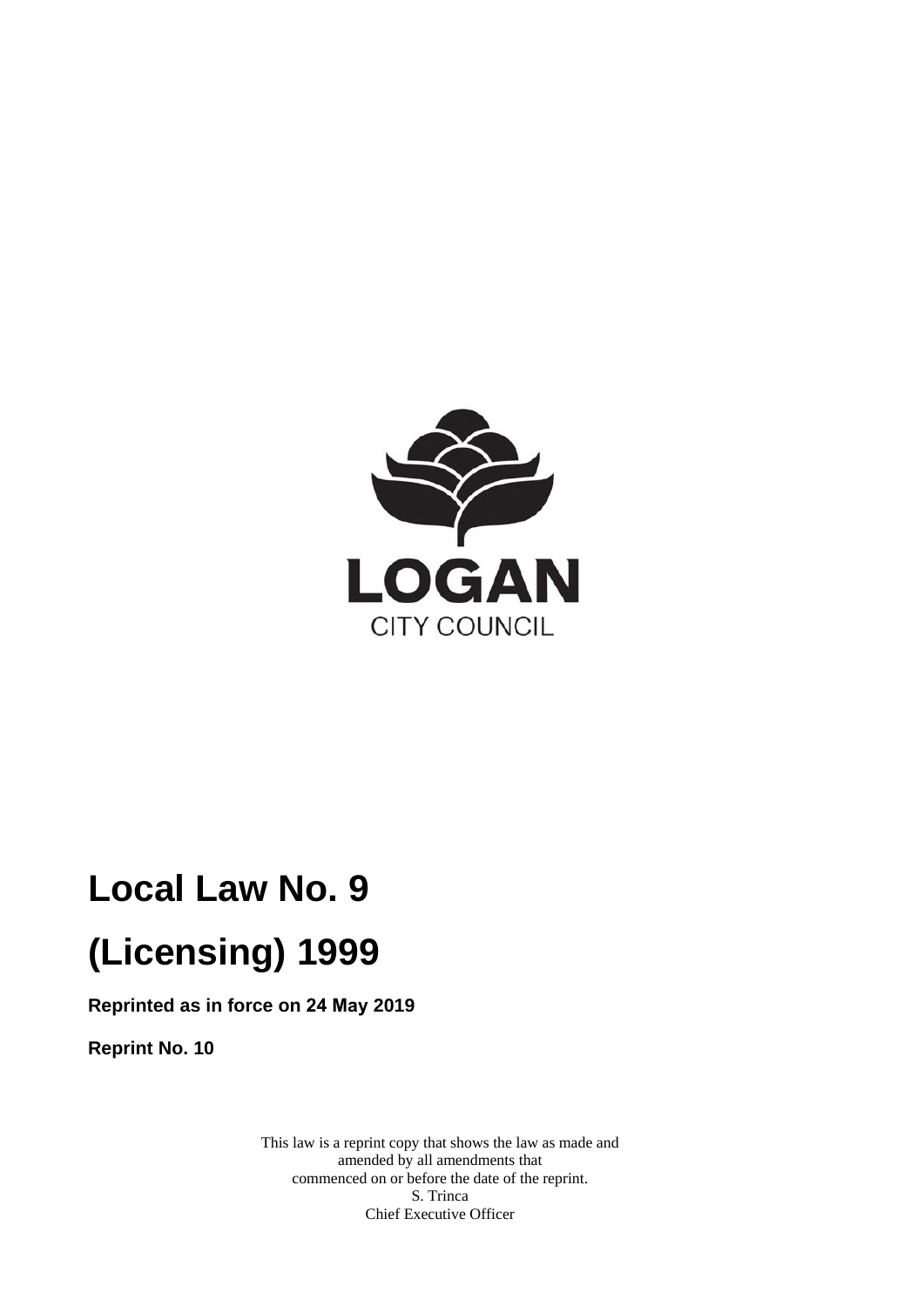LOGAN

CITY COUNCIL

# Local Law No. 9

# (Licensing) 1999

**Reprinted as in force on 24 May 2019**

**Reprint No. 10**

This law is a reprint copy that shows the law as made and
amended by all amendments that
commenced on or before the date of the reprint.
S. Trinca
Chief Executive Officer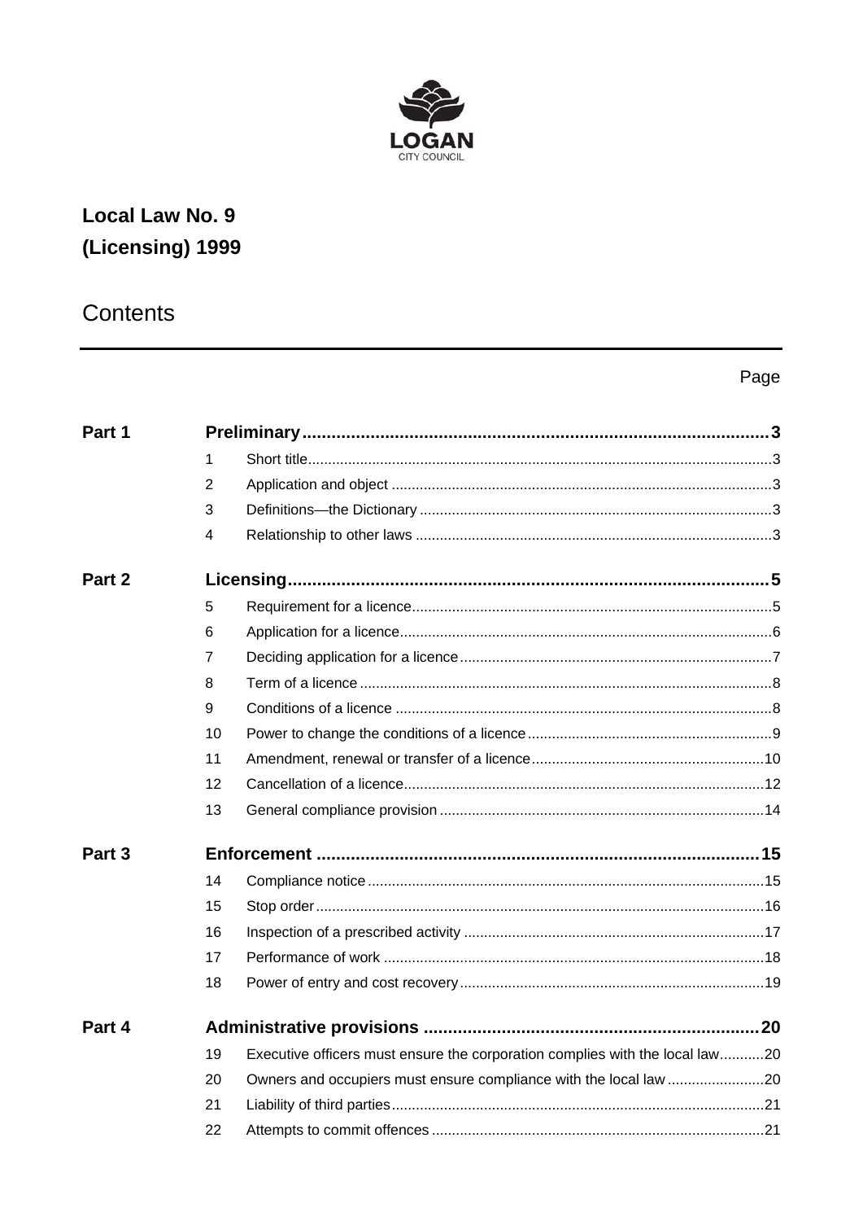LOGAN
CITY COUNCIL

# Local Law No. 9 (Licensing) 1999

## Contents

| | | | Page |
|---|---|---|---|
| **Part 1** | **Preliminary** | | **3** |
| | 1 | Short title | 3 |
| | 2 | Application and object | 3 |
| | 3 | Definitions—the Dictionary | 3 |
| | 4 | Relationship to other laws | 3 |
| **Part 2** | **Licensing** | | **5** |
| | 5 | Requirement for a licence | 5 |
| | 6 | Application for a licence | 6 |
| | 7 | Deciding application for a licence | 7 |
| | 8 | Term of a licence | 8 |
| | 9 | Conditions of a licence | 8 |
| | 10 | Power to change the conditions of a licence | 9 |
| | 11 | Amendment, renewal or transfer of a licence | 10 |
| | 12 | Cancellation of a licence | 12 |
| | 13 | General compliance provision | 14 |
| **Part 3** | **Enforcement** | | **15** |
| | 14 | Compliance notice | 15 |
| | 15 | Stop order | 16 |
| | 16 | Inspection of a prescribed activity | 17 |
| | 17 | Performance of work | 18 |
| | 18 | Power of entry and cost recovery | 19 |
| **Part 4** | **Administrative provisions** | | **20** |
| | 19 | Executive officers must ensure the corporation complies with the local law | 20 |
| | 20 | Owners and occupiers must ensure compliance with the local law | 20 |
| | 21 | Liability of third parties | 21 |
| | 22 | Attempts to commit offences | 21 |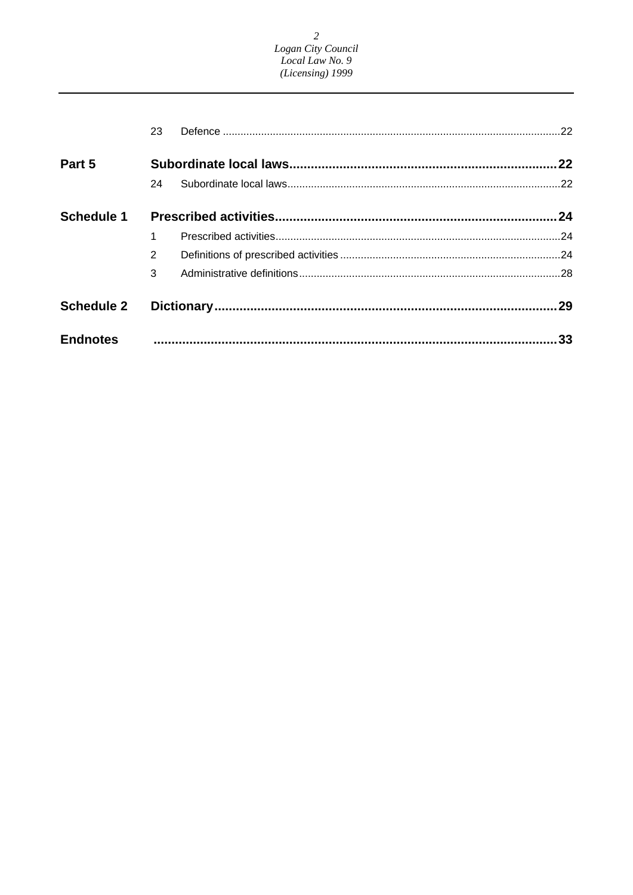| | | | |
|---|---|---|---|
| | 23 | Defence | 22 |
| **Part 5** | **Subordinate local laws** | | **22** |
| | 24 | Subordinate local laws | 22 |
| **Schedule 1** | **Prescribed activities** | | **24** |
| | 1 | Prescribed activities | 24 |
| | 2 | Definitions of prescribed activities | 24 |
| | 3 | Administrative definitions | 28 |
| **Schedule 2** | **Dictionary** | | **29** |
| **Endnotes** | | | **33** |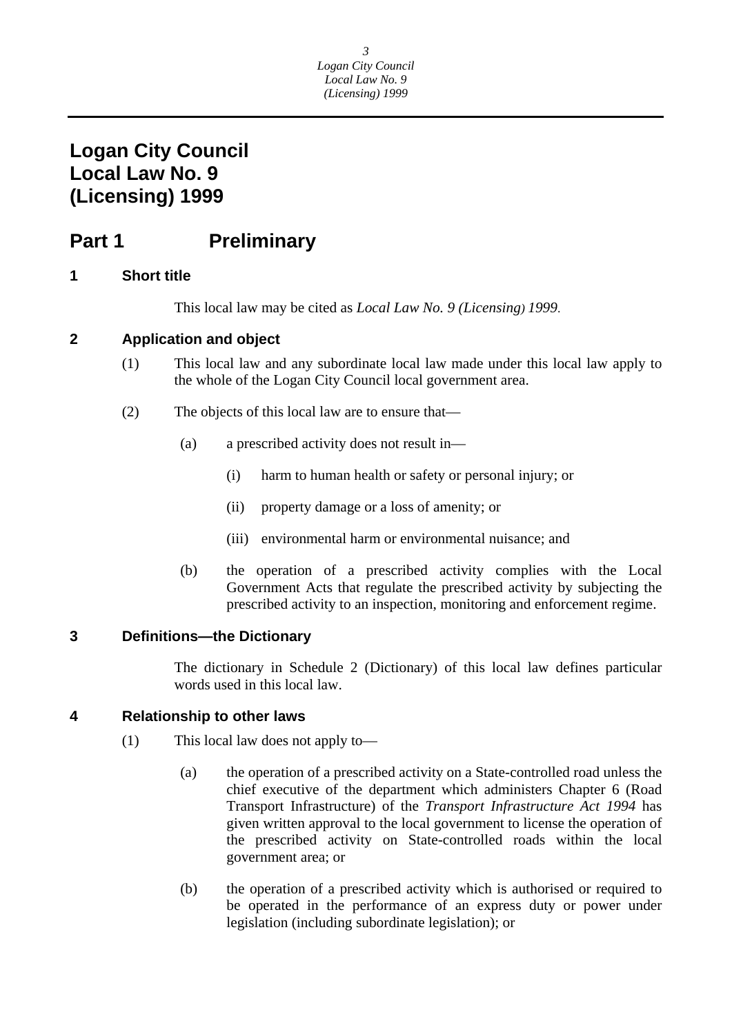# Logan City Council Local Law No. 9 (Licensing) 1999

## Part 1 Preliminary

### 1 Short title

This local law may be cited as *Local Law No. 9 (Licensing) 1999*.

### 2 Application and object

(1) This local law and any subordinate local law made under this local law apply to the whole of the Logan City Council local government area.

(2) The objects of this local law are to ensure that—

(a) a prescribed activity does not result in—

(i) harm to human health or safety or personal injury; or

(ii) property damage or a loss of amenity; or

(iii) environmental harm or environmental nuisance; and

(b) the operation of a prescribed activity complies with the Local Government Acts that regulate the prescribed activity by subjecting the prescribed activity to an inspection, monitoring and enforcement regime.

### 3 Definitions—the Dictionary

The dictionary in Schedule 2 (Dictionary) of this local law defines particular words used in this local law.

### 4 Relationship to other laws

(1) This local law does not apply to—

(a) the operation of a prescribed activity on a State-controlled road unless the chief executive of the department which administers Chapter 6 (Road Transport Infrastructure) of the *Transport Infrastructure Act 1994* has given written approval to the local government to license the operation of the prescribed activity on State-controlled roads within the local government area; or

(b) the operation of a prescribed activity which is authorised or required to be operated in the performance of an express duty or power under legislation (including subordinate legislation); or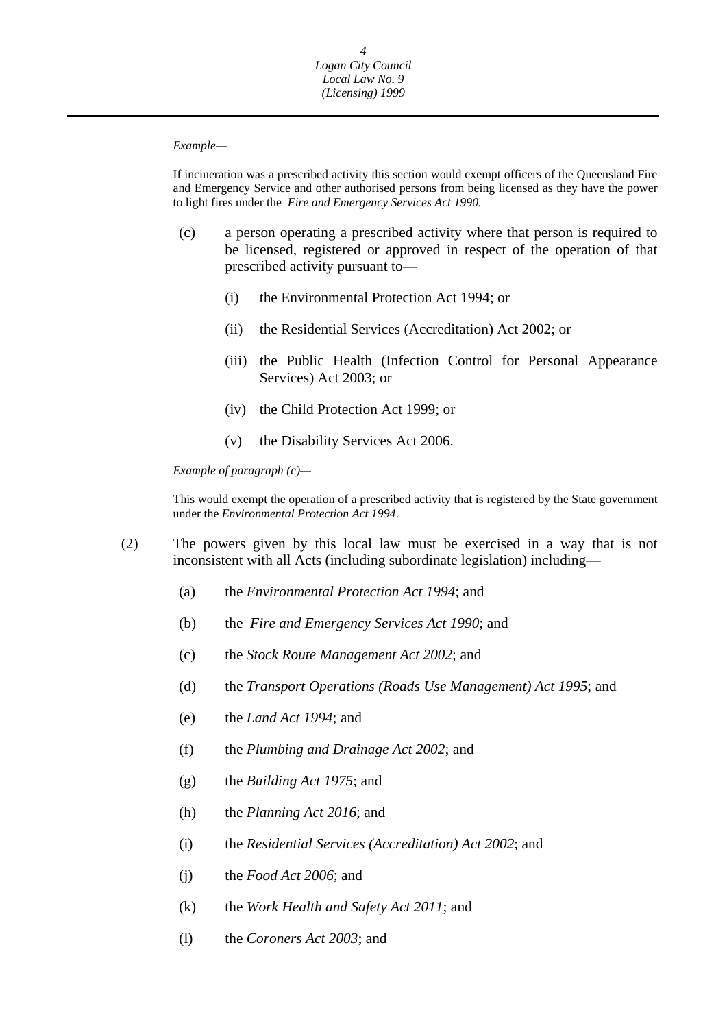*Example—*

If incineration was a prescribed activity this section would exempt officers of the Queensland Fire and Emergency Service and other authorised persons from being licensed as they have the power to light fires under the *Fire and Emergency Services Act 1990.*

(c) a person operating a prescribed activity where that person is required to be licensed, registered or approved in respect of the operation of that prescribed activity pursuant to—

(i) the Environmental Protection Act 1994; or

(ii) the Residential Services (Accreditation) Act 2002; or

(iii) the Public Health (Infection Control for Personal Appearance Services) Act 2003; or

(iv) the Child Protection Act 1999; or

(v) the Disability Services Act 2006.

*Example of paragraph (c)—*

This would exempt the operation of a prescribed activity that is registered by the State government under the *Environmental Protection Act 1994*.

(2) The powers given by this local law must be exercised in a way that is not inconsistent with all Acts (including subordinate legislation) including—

(a) the *Environmental Protection Act 1994*; and

(b) the *Fire and Emergency Services Act 1990*; and

(c) the *Stock Route Management Act 2002*; and

(d) the *Transport Operations (Roads Use Management) Act 1995*; and

(e) the *Land Act 1994*; and

(f) the *Plumbing and Drainage Act 2002*; and

(g) the *Building Act 1975*; and

(h) the *Planning Act 2016*; and

(i) the *Residential Services (Accreditation) Act 2002*; and

(j) the *Food Act 2006*; and

(k) the *Work Health and Safety Act 2011*; and

(l) the *Coroners Act 2003*; and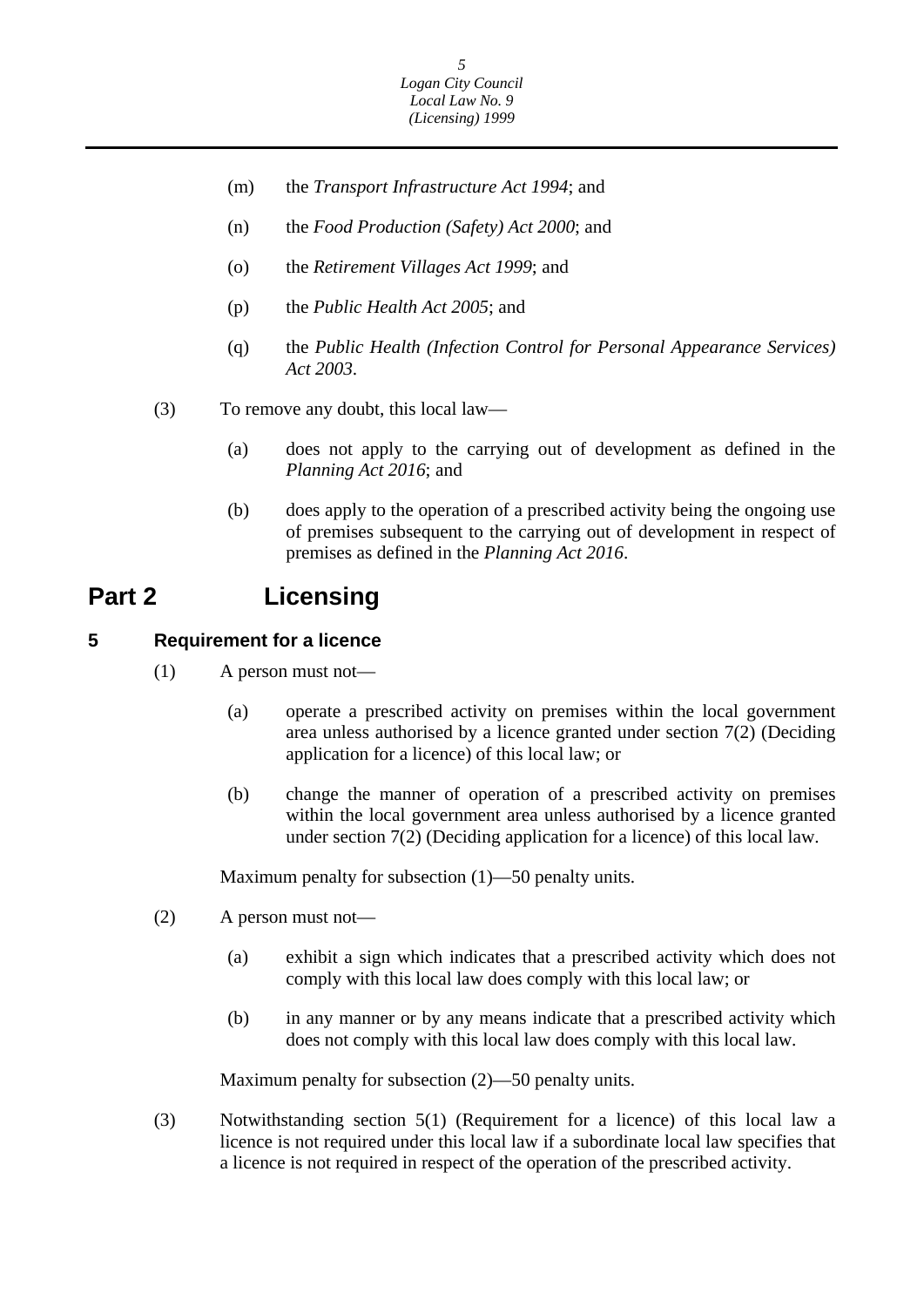(m) the *Transport Infrastructure Act 1994*; and

(n) the *Food Production (Safety) Act 2000*; and

(o) the *Retirement Villages Act 1999*; and

(p) the *Public Health Act 2005*; and

(q) the *Public Health (Infection Control for Personal Appearance Services) Act 2003*.

(3) To remove any doubt, this local law—

(a) does not apply to the carrying out of development as defined in the *Planning Act 2016*; and

(b) does apply to the operation of a prescribed activity being the ongoing use of premises subsequent to the carrying out of development in respect of premises as defined in the *Planning Act 2016*.

# Part 2 Licensing

## 5 Requirement for a licence

(1) A person must not—

(a) operate a prescribed activity on premises within the local government area unless authorised by a licence granted under section 7(2) (Deciding application for a licence) of this local law; or

(b) change the manner of operation of a prescribed activity on premises within the local government area unless authorised by a licence granted under section 7(2) (Deciding application for a licence) of this local law.

Maximum penalty for subsection (1)—50 penalty units.

(2) A person must not—

(a) exhibit a sign which indicates that a prescribed activity which does not comply with this local law does comply with this local law; or

(b) in any manner or by any means indicate that a prescribed activity which does not comply with this local law does comply with this local law.

Maximum penalty for subsection (2)—50 penalty units.

(3) Notwithstanding section 5(1) (Requirement for a licence) of this local law a licence is not required under this local law if a subordinate local law specifies that a licence is not required in respect of the operation of the prescribed activity.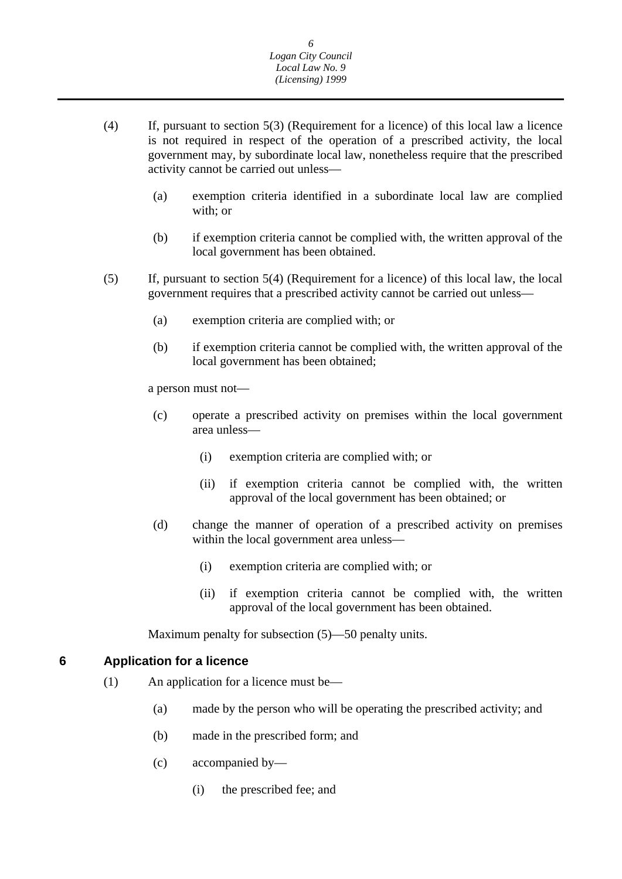(4) If, pursuant to section 5(3) (Requirement for a licence) of this local law a licence is not required in respect of the operation of a prescribed activity, the local government may, by subordinate local law, nonetheless require that the prescribed activity cannot be carried out unless—

(a) exemption criteria identified in a subordinate local law are complied with; or

(b) if exemption criteria cannot be complied with, the written approval of the local government has been obtained.

(5) If, pursuant to section 5(4) (Requirement for a licence) of this local law, the local government requires that a prescribed activity cannot be carried out unless—

(a) exemption criteria are complied with; or

(b) if exemption criteria cannot be complied with, the written approval of the local government has been obtained;

a person must not—

(c) operate a prescribed activity on premises within the local government area unless—

(i) exemption criteria are complied with; or

(ii) if exemption criteria cannot be complied with, the written approval of the local government has been obtained; or

(d) change the manner of operation of a prescribed activity on premises within the local government area unless—

(i) exemption criteria are complied with; or

(ii) if exemption criteria cannot be complied with, the written approval of the local government has been obtained.

Maximum penalty for subsection (5)—50 penalty units.

## 6 Application for a licence

(1) An application for a licence must be—

(a) made by the person who will be operating the prescribed activity; and

(b) made in the prescribed form; and

(c) accompanied by—

(i) the prescribed fee; and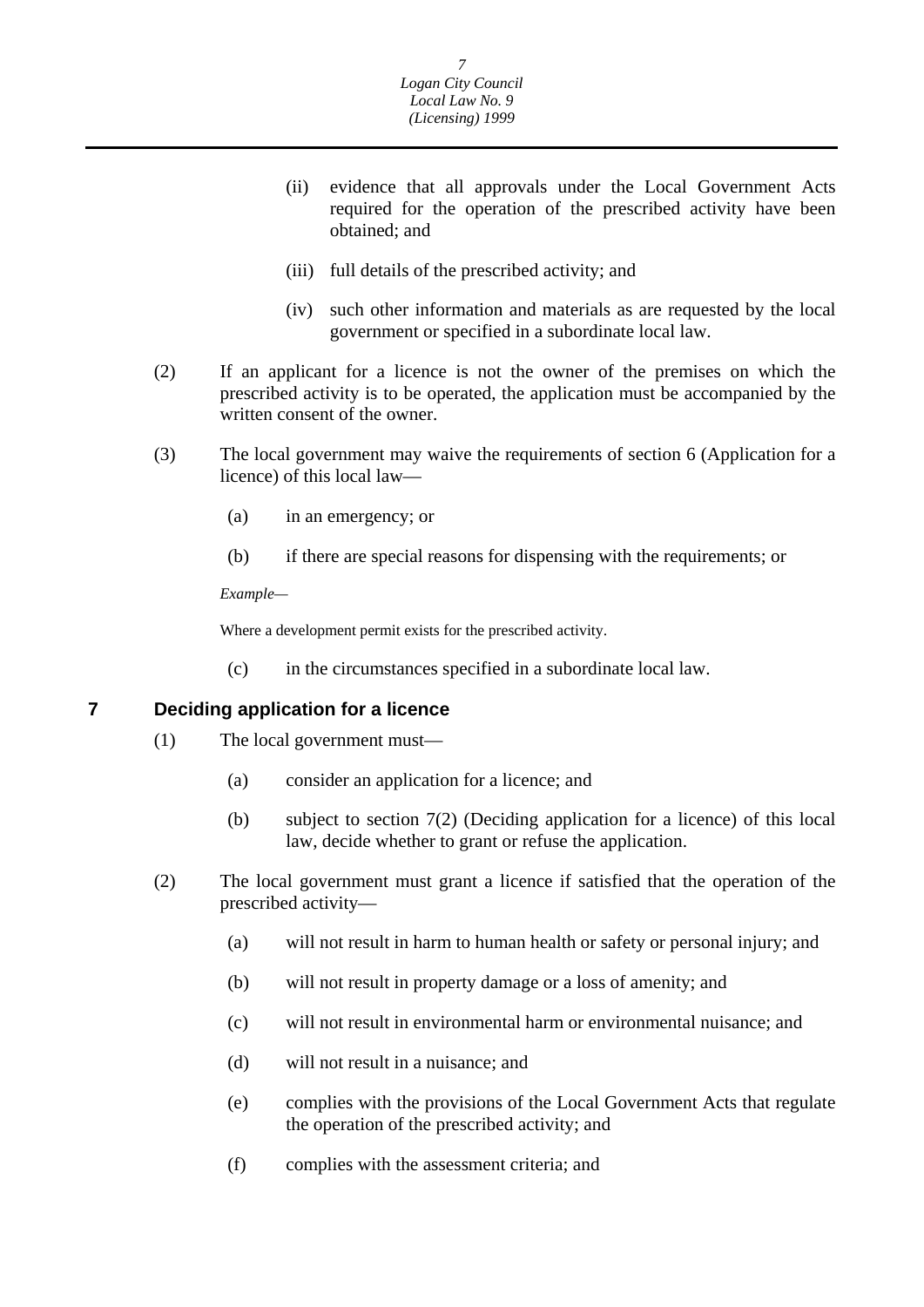(ii) evidence that all approvals under the Local Government Acts required for the operation of the prescribed activity have been obtained; and

(iii) full details of the prescribed activity; and

(iv) such other information and materials as are requested by the local government or specified in a subordinate local law.

(2) If an applicant for a licence is not the owner of the premises on which the prescribed activity is to be operated, the application must be accompanied by the written consent of the owner.

(3) The local government may waive the requirements of section 6 (Application for a licence) of this local law—

(a) in an emergency; or

(b) if there are special reasons for dispensing with the requirements; or

*Example—*

Where a development permit exists for the prescribed activity.

(c) in the circumstances specified in a subordinate local law.

## 7 Deciding application for a licence

(1) The local government must—

(a) consider an application for a licence; and

(b) subject to section 7(2) (Deciding application for a licence) of this local law, decide whether to grant or refuse the application.

(2) The local government must grant a licence if satisfied that the operation of the prescribed activity—

(a) will not result in harm to human health or safety or personal injury; and

(b) will not result in property damage or a loss of amenity; and

(c) will not result in environmental harm or environmental nuisance; and

(d) will not result in a nuisance; and

(e) complies with the provisions of the Local Government Acts that regulate the operation of the prescribed activity; and

(f) complies with the assessment criteria; and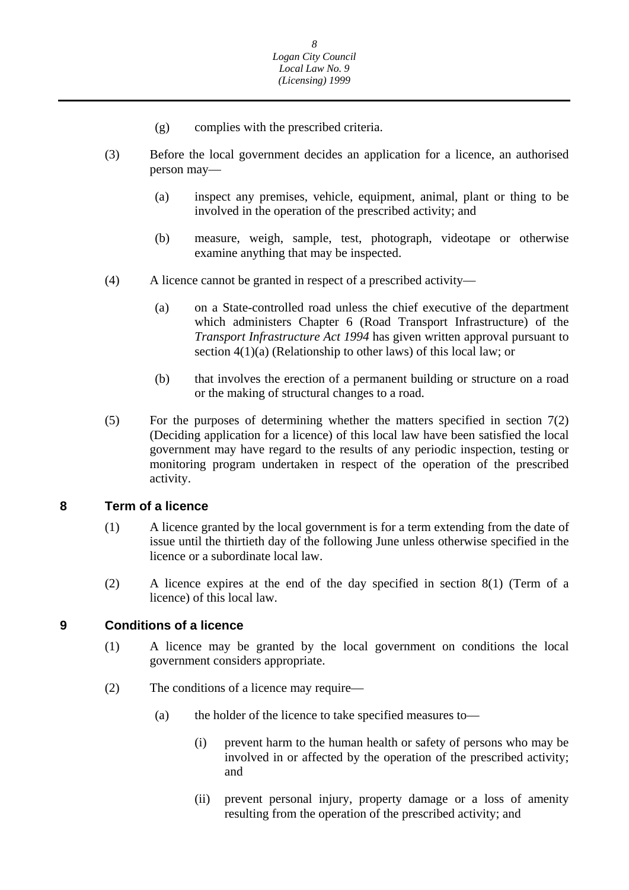(g) complies with the prescribed criteria.

(3) Before the local government decides an application for a licence, an authorised person may—

(a) inspect any premises, vehicle, equipment, animal, plant or thing to be involved in the operation of the prescribed activity; and

(b) measure, weigh, sample, test, photograph, videotape or otherwise examine anything that may be inspected.

(4) A licence cannot be granted in respect of a prescribed activity—

(a) on a State-controlled road unless the chief executive of the department which administers Chapter 6 (Road Transport Infrastructure) of the *Transport Infrastructure Act 1994* has given written approval pursuant to section 4(1)(a) (Relationship to other laws) of this local law; or

(b) that involves the erection of a permanent building or structure on a road or the making of structural changes to a road.

(5) For the purposes of determining whether the matters specified in section 7(2) (Deciding application for a licence) of this local law have been satisfied the local government may have regard to the results of any periodic inspection, testing or monitoring program undertaken in respect of the operation of the prescribed activity.

## 8 Term of a licence

(1) A licence granted by the local government is for a term extending from the date of issue until the thirtieth day of the following June unless otherwise specified in the licence or a subordinate local law.

(2) A licence expires at the end of the day specified in section 8(1) (Term of a licence) of this local law.

## 9 Conditions of a licence

(1) A licence may be granted by the local government on conditions the local government considers appropriate.

(2) The conditions of a licence may require—

(a) the holder of the licence to take specified measures to—

(i) prevent harm to the human health or safety of persons who may be involved in or affected by the operation of the prescribed activity; and

(ii) prevent personal injury, property damage or a loss of amenity resulting from the operation of the prescribed activity; and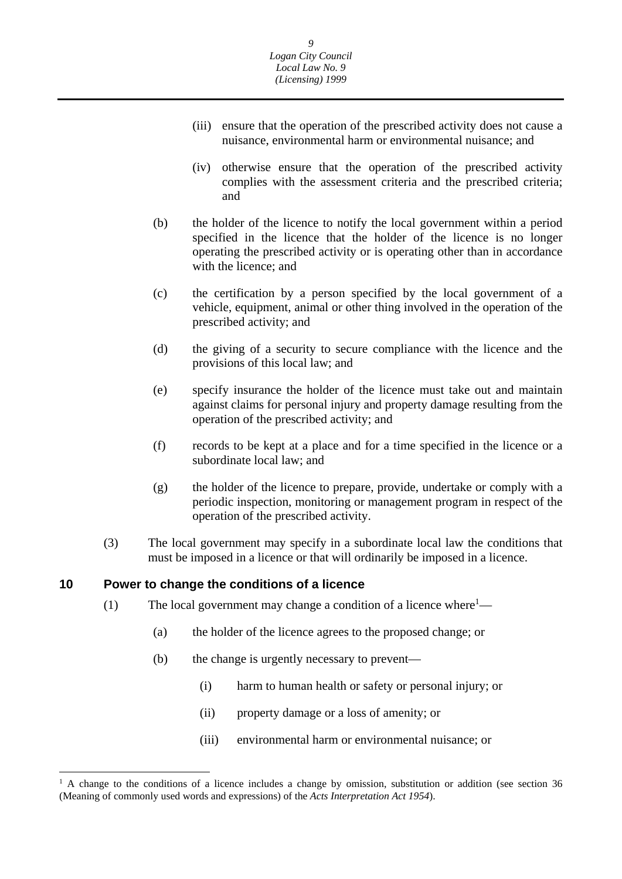(iii) ensure that the operation of the prescribed activity does not cause a nuisance, environmental harm or environmental nuisance; and

(iv) otherwise ensure that the operation of the prescribed activity complies with the assessment criteria and the prescribed criteria; and

(b) the holder of the licence to notify the local government within a period specified in the licence that the holder of the licence is no longer operating the prescribed activity or is operating other than in accordance with the licence; and

(c) the certification by a person specified by the local government of a vehicle, equipment, animal or other thing involved in the operation of the prescribed activity; and

(d) the giving of a security to secure compliance with the licence and the provisions of this local law; and

(e) specify insurance the holder of the licence must take out and maintain against claims for personal injury and property damage resulting from the operation of the prescribed activity; and

(f) records to be kept at a place and for a time specified in the licence or a subordinate local law; and

(g) the holder of the licence to prepare, provide, undertake or comply with a periodic inspection, monitoring or management program in respect of the operation of the prescribed activity.

(3) The local government may specify in a subordinate local law the conditions that must be imposed in a licence or that will ordinarily be imposed in a licence.

## 10 Power to change the conditions of a licence

(1) The local government may change a condition of a licence where[1]—

(a) the holder of the licence agrees to the proposed change; or

(b) the change is urgently necessary to prevent—

(i) harm to human health or safety or personal injury; or

(ii) property damage or a loss of amenity; or

(iii) environmental harm or environmental nuisance; or

---

[1] A change to the conditions of a licence includes a change by omission, substitution or addition (see section 36 (Meaning of commonly used words and expressions) of the *Acts Interpretation Act 1954*).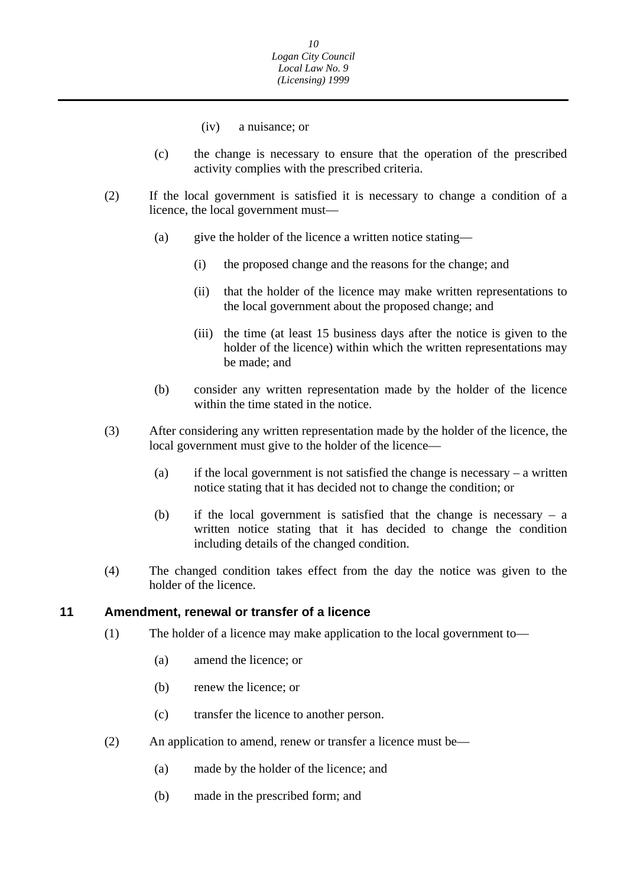(iv) a nuisance; or

(c) the change is necessary to ensure that the operation of the prescribed activity complies with the prescribed criteria.

(2) If the local government is satisfied it is necessary to change a condition of a licence, the local government must—

(a) give the holder of the licence a written notice stating—

(i) the proposed change and the reasons for the change; and

(ii) that the holder of the licence may make written representations to the local government about the proposed change; and

(iii) the time (at least 15 business days after the notice is given to the holder of the licence) within which the written representations may be made; and

(b) consider any written representation made by the holder of the licence within the time stated in the notice.

(3) After considering any written representation made by the holder of the licence, the local government must give to the holder of the licence—

(a) if the local government is not satisfied the change is necessary – a written notice stating that it has decided not to change the condition; or

(b) if the local government is satisfied that the change is necessary – a written notice stating that it has decided to change the condition including details of the changed condition.

(4) The changed condition takes effect from the day the notice was given to the holder of the licence.

## 11 Amendment, renewal or transfer of a licence

(1) The holder of a licence may make application to the local government to—

(a) amend the licence; or

(b) renew the licence; or

(c) transfer the licence to another person.

(2) An application to amend, renew or transfer a licence must be—

(a) made by the holder of the licence; and

(b) made in the prescribed form; and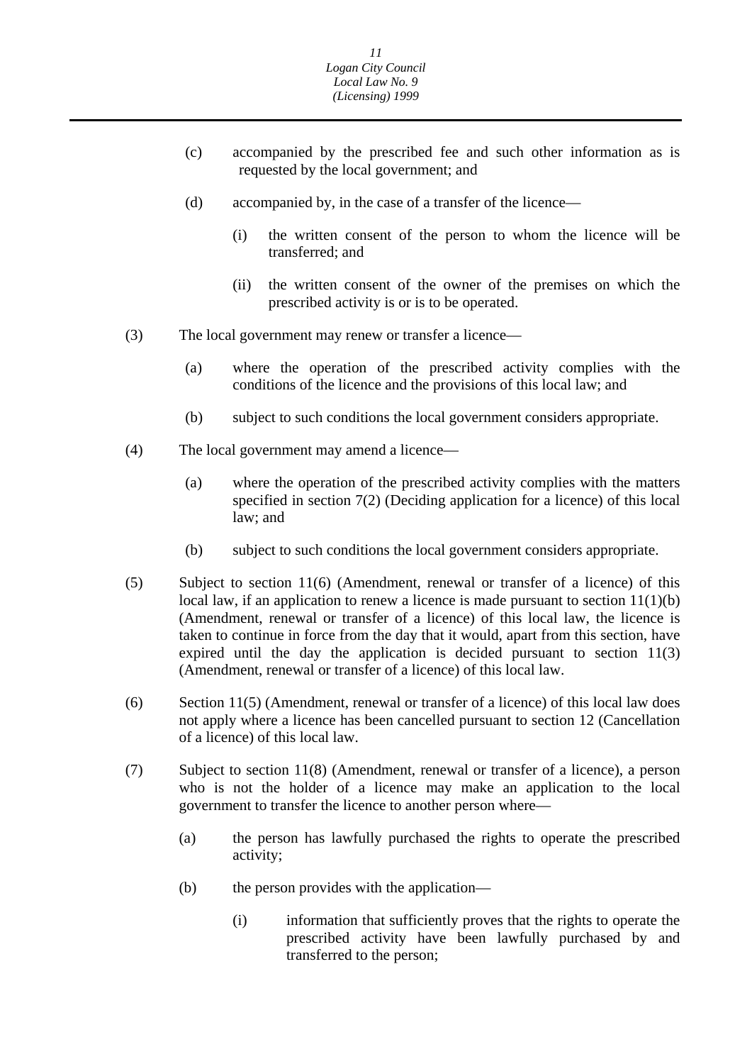(c) accompanied by the prescribed fee and such other information as is requested by the local government; and

(d) accompanied by, in the case of a transfer of the licence—

(i) the written consent of the person to whom the licence will be transferred; and

(ii) the written consent of the owner of the premises on which the prescribed activity is or is to be operated.

(3) The local government may renew or transfer a licence—

(a) where the operation of the prescribed activity complies with the conditions of the licence and the provisions of this local law; and

(b) subject to such conditions the local government considers appropriate.

(4) The local government may amend a licence—

(a) where the operation of the prescribed activity complies with the matters specified in section 7(2) (Deciding application for a licence) of this local law; and

(b) subject to such conditions the local government considers appropriate.

(5) Subject to section 11(6) (Amendment, renewal or transfer of a licence) of this local law, if an application to renew a licence is made pursuant to section 11(1)(b) (Amendment, renewal or transfer of a licence) of this local law, the licence is taken to continue in force from the day that it would, apart from this section, have expired until the day the application is decided pursuant to section 11(3) (Amendment, renewal or transfer of a licence) of this local law.

(6) Section 11(5) (Amendment, renewal or transfer of a licence) of this local law does not apply where a licence has been cancelled pursuant to section 12 (Cancellation of a licence) of this local law.

(7) Subject to section 11(8) (Amendment, renewal or transfer of a licence), a person who is not the holder of a licence may make an application to the local government to transfer the licence to another person where—

(a) the person has lawfully purchased the rights to operate the prescribed activity;

(b) the person provides with the application—

(i) information that sufficiently proves that the rights to operate the prescribed activity have been lawfully purchased by and transferred to the person;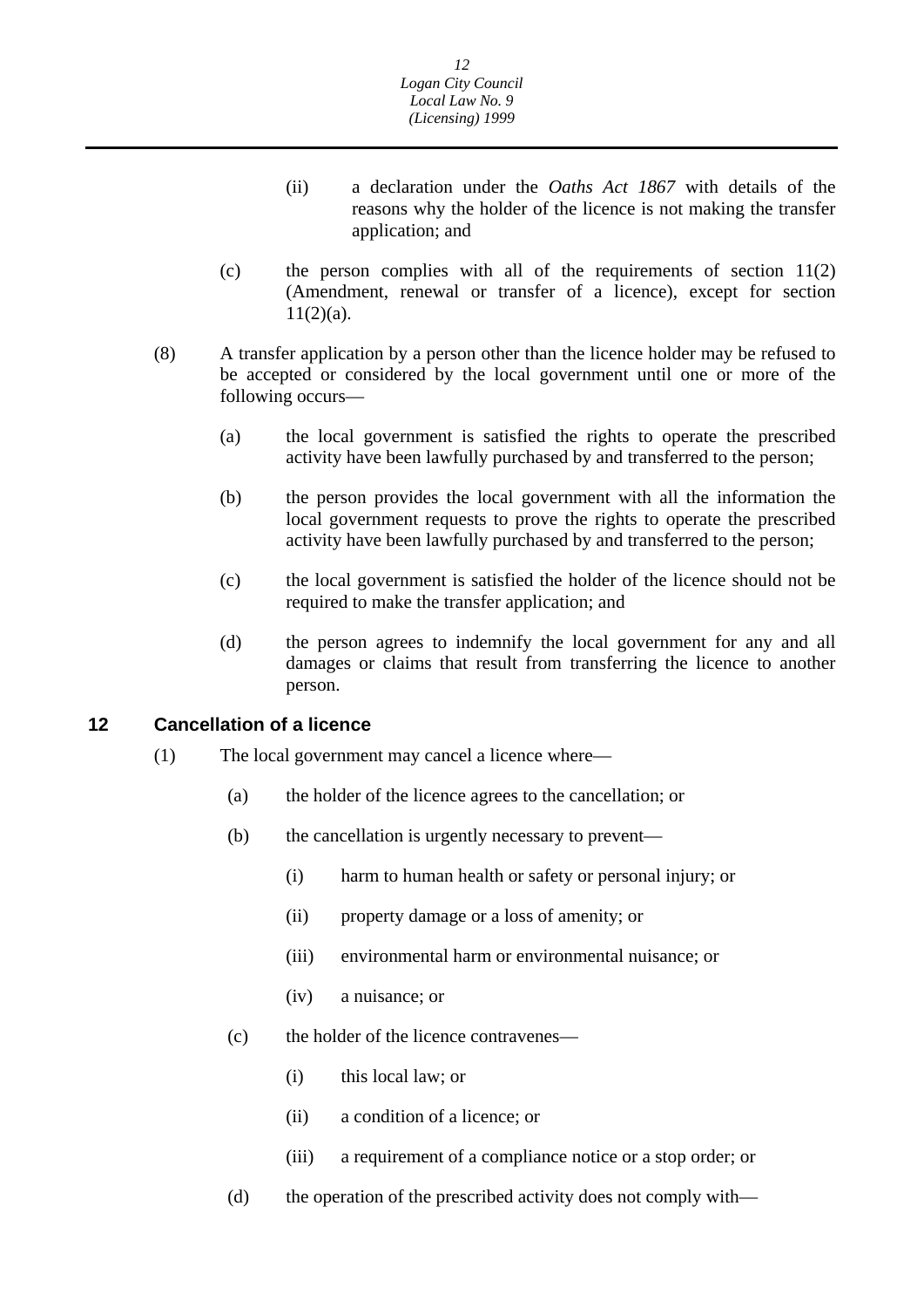(ii) a declaration under the *Oaths Act 1867* with details of the reasons why the holder of the licence is not making the transfer application; and

(c) the person complies with all of the requirements of section 11(2) (Amendment, renewal or transfer of a licence), except for section 11(2)(a).

(8) A transfer application by a person other than the licence holder may be refused to be accepted or considered by the local government until one or more of the following occurs—

(a) the local government is satisfied the rights to operate the prescribed activity have been lawfully purchased by and transferred to the person;

(b) the person provides the local government with all the information the local government requests to prove the rights to operate the prescribed activity have been lawfully purchased by and transferred to the person;

(c) the local government is satisfied the holder of the licence should not be required to make the transfer application; and

(d) the person agrees to indemnify the local government for any and all damages or claims that result from transferring the licence to another person.

## 12 Cancellation of a licence

(1) The local government may cancel a licence where—

(a) the holder of the licence agrees to the cancellation; or

(b) the cancellation is urgently necessary to prevent—

(i) harm to human health or safety or personal injury; or

(ii) property damage or a loss of amenity; or

(iii) environmental harm or environmental nuisance; or

(iv) a nuisance; or

(c) the holder of the licence contravenes—

(i) this local law; or

(ii) a condition of a licence; or

(iii) a requirement of a compliance notice or a stop order; or

(d) the operation of the prescribed activity does not comply with—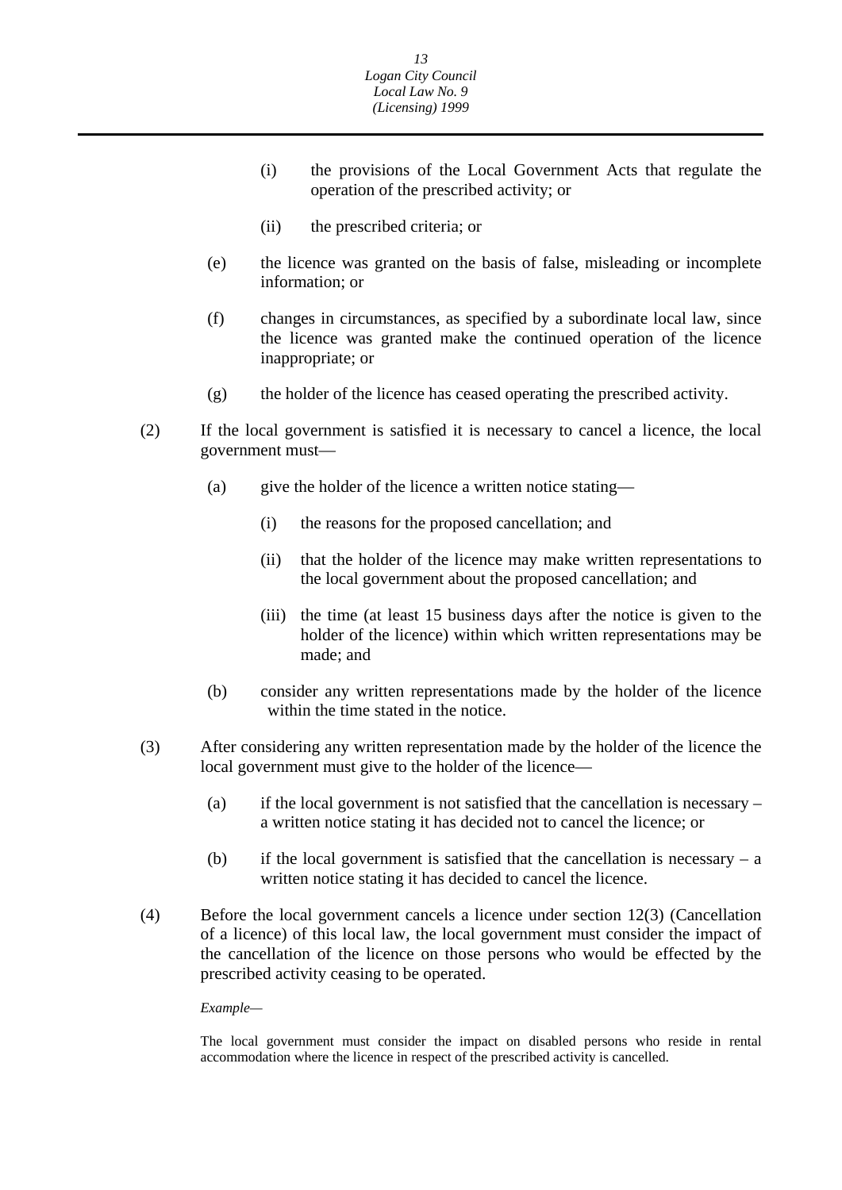- (i) the provisions of the Local Government Acts that regulate the operation of the prescribed activity; or
- (ii) the prescribed criteria; or

(e) the licence was granted on the basis of false, misleading or incomplete information; or

(f) changes in circumstances, as specified by a subordinate local law, since the licence was granted make the continued operation of the licence inappropriate; or

(g) the holder of the licence has ceased operating the prescribed activity.

(2) If the local government is satisfied it is necessary to cancel a licence, the local government must—

(a) give the holder of the licence a written notice stating—

- (i) the reasons for the proposed cancellation; and
- (ii) that the holder of the licence may make written representations to the local government about the proposed cancellation; and
- (iii) the time (at least 15 business days after the notice is given to the holder of the licence) within which written representations may be made; and

(b) consider any written representations made by the holder of the licence within the time stated in the notice.

(3) After considering any written representation made by the holder of the licence the local government must give to the holder of the licence—

(a) if the local government is not satisfied that the cancellation is necessary – a written notice stating it has decided not to cancel the licence; or

(b) if the local government is satisfied that the cancellation is necessary – a written notice stating it has decided to cancel the licence.

(4) Before the local government cancels a licence under section 12(3) (Cancellation of a licence) of this local law, the local government must consider the impact of the cancellation of the licence on those persons who would be effected by the prescribed activity ceasing to be operated.

*Example—*

The local government must consider the impact on disabled persons who reside in rental accommodation where the licence in respect of the prescribed activity is cancelled.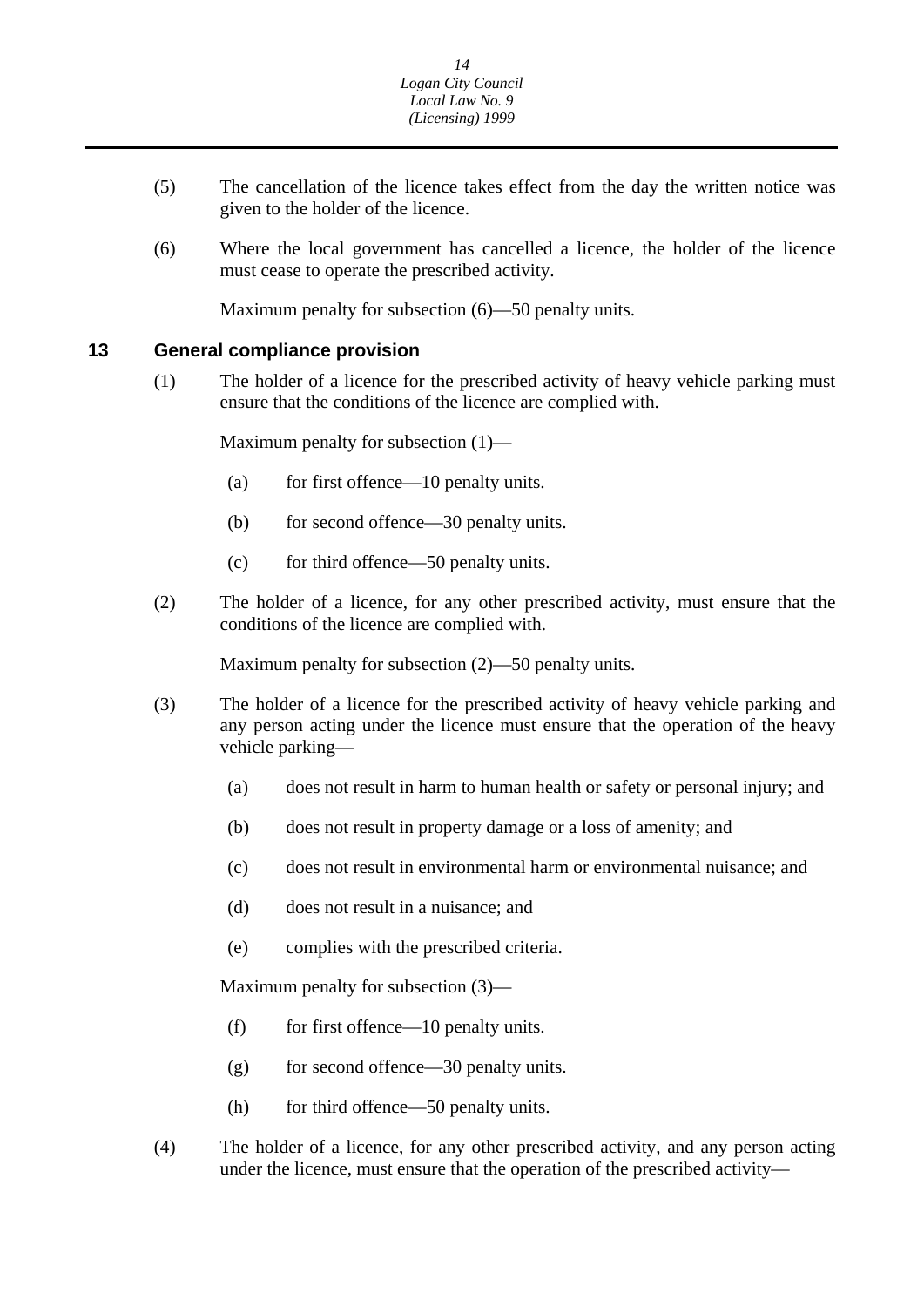(5) The cancellation of the licence takes effect from the day the written notice was given to the holder of the licence.

(6) Where the local government has cancelled a licence, the holder of the licence must cease to operate the prescribed activity.

Maximum penalty for subsection (6)—50 penalty units.

## 13 General compliance provision

(1) The holder of a licence for the prescribed activity of heavy vehicle parking must ensure that the conditions of the licence are complied with.

Maximum penalty for subsection (1)—

(a) for first offence—10 penalty units.

(b) for second offence—30 penalty units.

(c) for third offence—50 penalty units.

(2) The holder of a licence, for any other prescribed activity, must ensure that the conditions of the licence are complied with.

Maximum penalty for subsection (2)—50 penalty units.

(3) The holder of a licence for the prescribed activity of heavy vehicle parking and any person acting under the licence must ensure that the operation of the heavy vehicle parking—

(a) does not result in harm to human health or safety or personal injury; and

(b) does not result in property damage or a loss of amenity; and

(c) does not result in environmental harm or environmental nuisance; and

(d) does not result in a nuisance; and

(e) complies with the prescribed criteria.

Maximum penalty for subsection (3)—

(f) for first offence—10 penalty units.

(g) for second offence—30 penalty units.

(h) for third offence—50 penalty units.

(4) The holder of a licence, for any other prescribed activity, and any person acting under the licence, must ensure that the operation of the prescribed activity—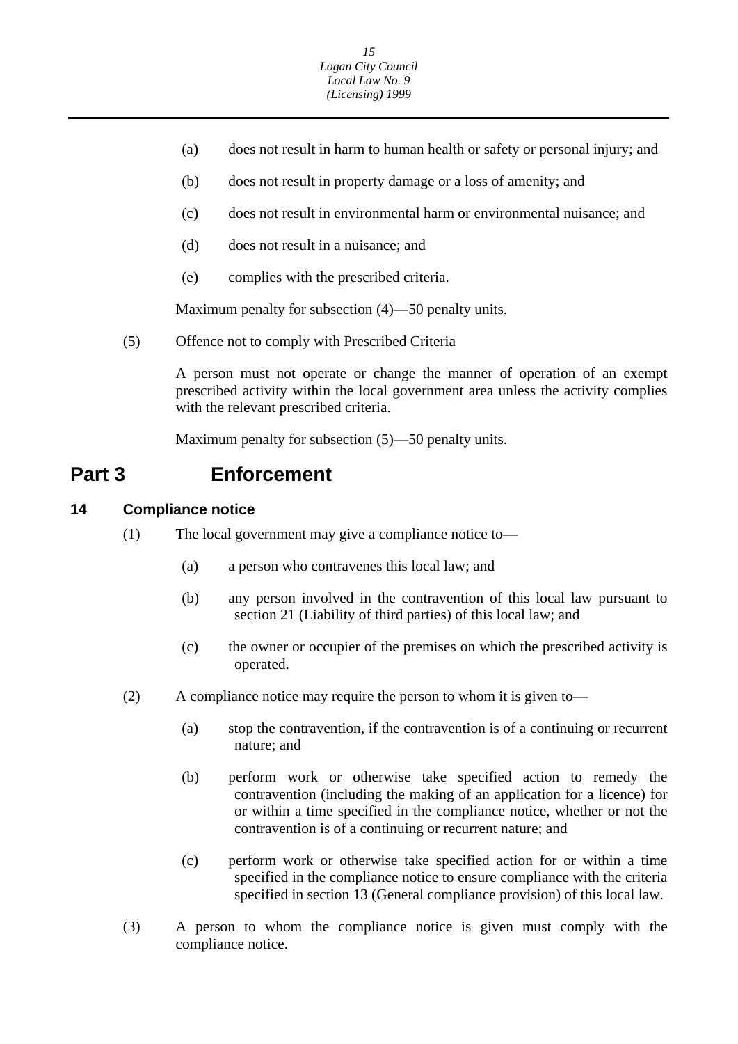(a) does not result in harm to human health or safety or personal injury; and

(b) does not result in property damage or a loss of amenity; and

(c) does not result in environmental harm or environmental nuisance; and

(d) does not result in a nuisance; and

(e) complies with the prescribed criteria.

Maximum penalty for subsection (4)—50 penalty units.

(5) Offence not to comply with Prescribed Criteria

A person must not operate or change the manner of operation of an exempt prescribed activity within the local government area unless the activity complies with the relevant prescribed criteria.

Maximum penalty for subsection (5)—50 penalty units.

# Part 3 Enforcement

## 14 Compliance notice

(1) The local government may give a compliance notice to—

(a) a person who contravenes this local law; and

(b) any person involved in the contravention of this local law pursuant to section 21 (Liability of third parties) of this local law; and

(c) the owner or occupier of the premises on which the prescribed activity is operated.

(2) A compliance notice may require the person to whom it is given to—

(a) stop the contravention, if the contravention is of a continuing or recurrent nature; and

(b) perform work or otherwise take specified action to remedy the contravention (including the making of an application for a licence) for or within a time specified in the compliance notice, whether or not the contravention is of a continuing or recurrent nature; and

(c) perform work or otherwise take specified action for or within a time specified in the compliance notice to ensure compliance with the criteria specified in section 13 (General compliance provision) of this local law.

(3) A person to whom the compliance notice is given must comply with the compliance notice.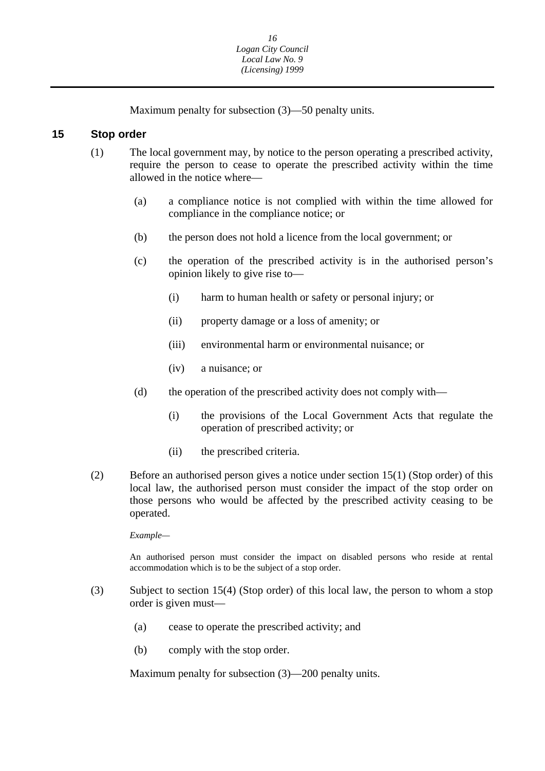Maximum penalty for subsection (3)—50 penalty units.

## 15 Stop order

(1) The local government may, by notice to the person operating a prescribed activity, require the person to cease to operate the prescribed activity within the time allowed in the notice where—

(a) a compliance notice is not complied with within the time allowed for compliance in the compliance notice; or

(b) the person does not hold a licence from the local government; or

(c) the operation of the prescribed activity is in the authorised person's opinion likely to give rise to—

(i) harm to human health or safety or personal injury; or

(ii) property damage or a loss of amenity; or

(iii) environmental harm or environmental nuisance; or

(iv) a nuisance; or

(d) the operation of the prescribed activity does not comply with—

(i) the provisions of the Local Government Acts that regulate the operation of prescribed activity; or

(ii) the prescribed criteria.

(2) Before an authorised person gives a notice under section 15(1) (Stop order) of this local law, the authorised person must consider the impact of the stop order on those persons who would be affected by the prescribed activity ceasing to be operated.

*Example—*

An authorised person must consider the impact on disabled persons who reside at rental accommodation which is to be the subject of a stop order.

(3) Subject to section 15(4) (Stop order) of this local law, the person to whom a stop order is given must—

(a) cease to operate the prescribed activity; and

(b) comply with the stop order.

Maximum penalty for subsection (3)—200 penalty units.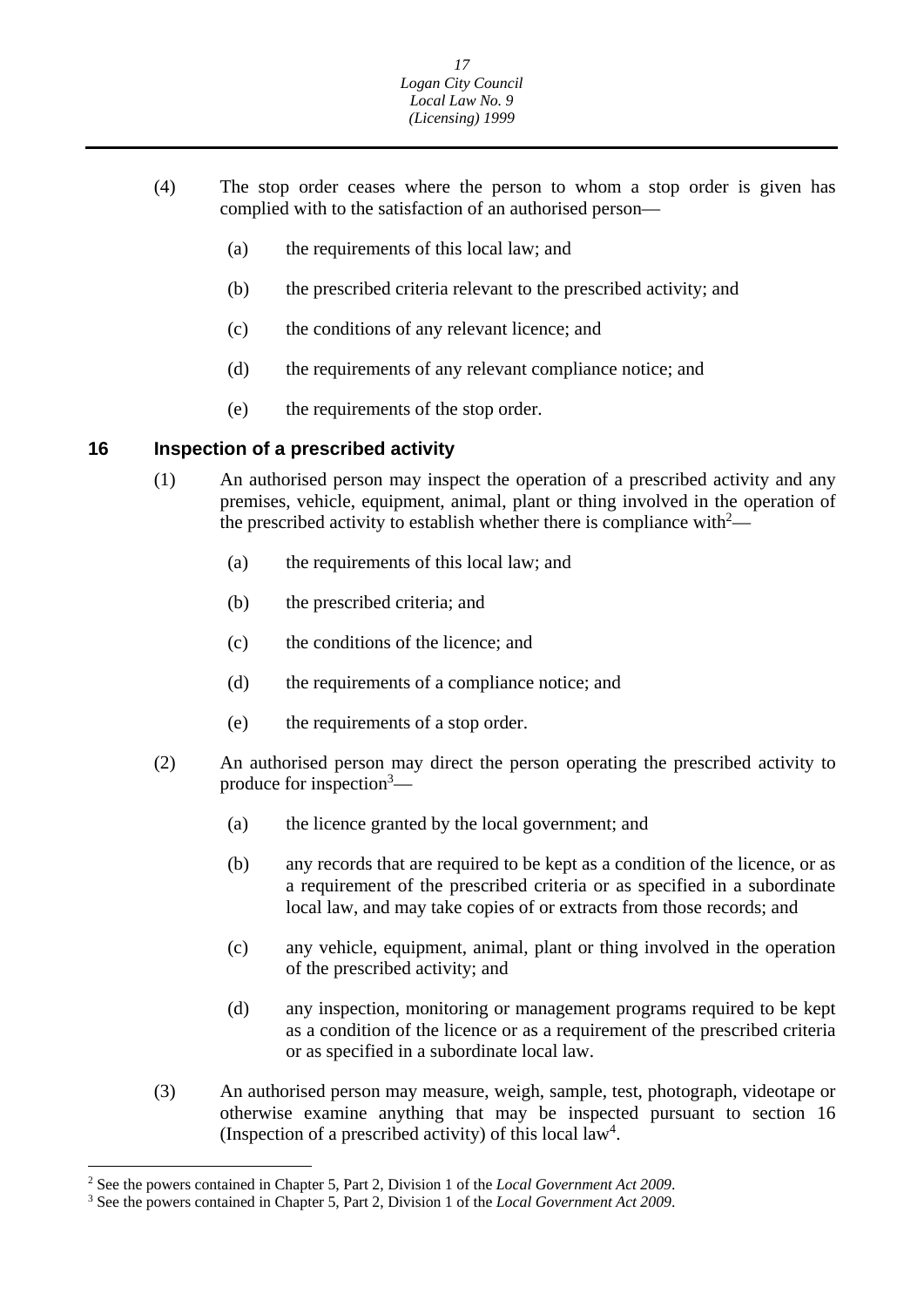(4) The stop order ceases where the person to whom a stop order is given has complied with to the satisfaction of an authorised person—

(a) the requirements of this local law; and

(b) the prescribed criteria relevant to the prescribed activity; and

(c) the conditions of any relevant licence; and

(d) the requirements of any relevant compliance notice; and

(e) the requirements of the stop order.

## 16 Inspection of a prescribed activity

(1) An authorised person may inspect the operation of a prescribed activity and any premises, vehicle, equipment, animal, plant or thing involved in the operation of the prescribed activity to establish whether there is compliance with[2]—

(a) the requirements of this local law; and

(b) the prescribed criteria; and

(c) the conditions of the licence; and

(d) the requirements of a compliance notice; and

(e) the requirements of a stop order.

(2) An authorised person may direct the person operating the prescribed activity to produce for inspection[3]—

(a) the licence granted by the local government; and

(b) any records that are required to be kept as a condition of the licence, or as a requirement of the prescribed criteria or as specified in a subordinate local law, and may take copies of or extracts from those records; and

(c) any vehicle, equipment, animal, plant or thing involved in the operation of the prescribed activity; and

(d) any inspection, monitoring or management programs required to be kept as a condition of the licence or as a requirement of the prescribed criteria or as specified in a subordinate local law.

(3) An authorised person may measure, weigh, sample, test, photograph, videotape or otherwise examine anything that may be inspected pursuant to section 16 (Inspection of a prescribed activity) of this local law[4].

---

[2] See the powers contained in Chapter 5, Part 2, Division 1 of the *Local Government Act 2009*.

[3] See the powers contained in Chapter 5, Part 2, Division 1 of the *Local Government Act 2009*.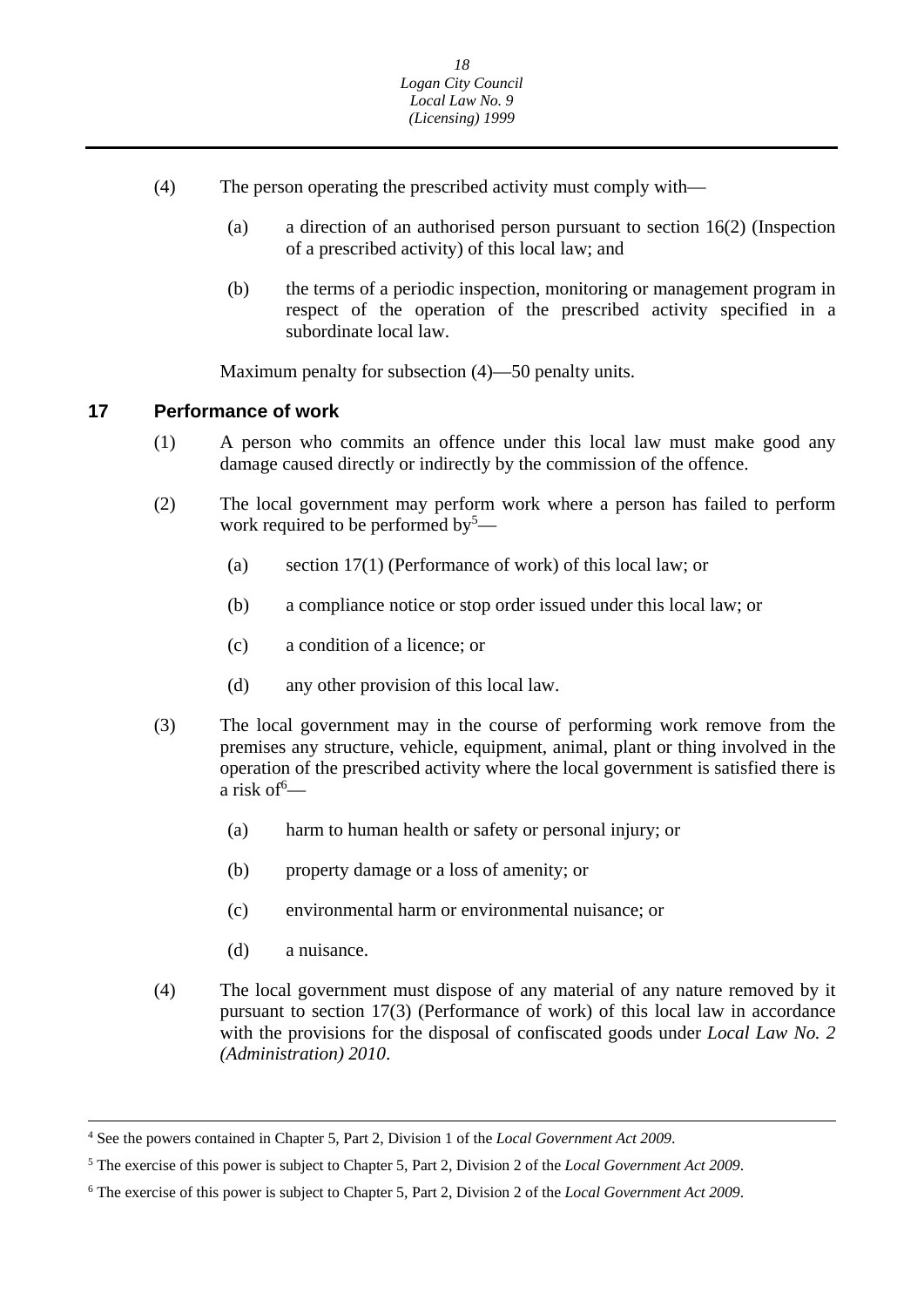(4) The person operating the prescribed activity must comply with—

(a) a direction of an authorised person pursuant to section 16(2) (Inspection of a prescribed activity) of this local law; and

(b) the terms of a periodic inspection, monitoring or management program in respect of the operation of the prescribed activity specified in a subordinate local law.

Maximum penalty for subsection (4)—50 penalty units.

## 17 Performance of work

(1) A person who commits an offence under this local law must make good any damage caused directly or indirectly by the commission of the offence.

(2) The local government may perform work where a person has failed to perform work required to be performed by[5]—

(a) section 17(1) (Performance of work) of this local law; or

(b) a compliance notice or stop order issued under this local law; or

(c) a condition of a licence; or

(d) any other provision of this local law.

(3) The local government may in the course of performing work remove from the premises any structure, vehicle, equipment, animal, plant or thing involved in the operation of the prescribed activity where the local government is satisfied there is a risk of[6]—

(a) harm to human health or safety or personal injury; or

(b) property damage or a loss of amenity; or

(c) environmental harm or environmental nuisance; or

(d) a nuisance.

(4) The local government must dispose of any material of any nature removed by it pursuant to section 17(3) (Performance of work) of this local law in accordance with the provisions for the disposal of confiscated goods under *Local Law No. 2 (Administration) 2010*.

---

[4] See the powers contained in Chapter 5, Part 2, Division 1 of the *Local Government Act 2009*.

[5] The exercise of this power is subject to Chapter 5, Part 2, Division 2 of the *Local Government Act 2009*.

[6] The exercise of this power is subject to Chapter 5, Part 2, Division 2 of the *Local Government Act 2009*.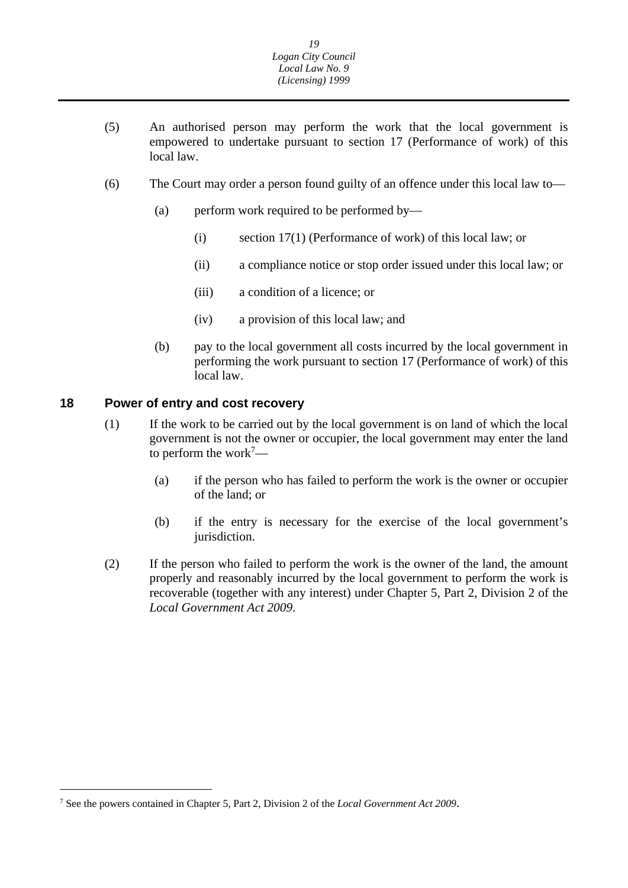(5) An authorised person may perform the work that the local government is empowered to undertake pursuant to section 17 (Performance of work) of this local law.

(6) The Court may order a person found guilty of an offence under this local law to—

(a) perform work required to be performed by—

(i) section 17(1) (Performance of work) of this local law; or

(ii) a compliance notice or stop order issued under this local law; or

(iii) a condition of a licence; or

(iv) a provision of this local law; and

(b) pay to the local government all costs incurred by the local government in performing the work pursuant to section 17 (Performance of work) of this local law.

## 18 Power of entry and cost recovery

(1) If the work to be carried out by the local government is on land of which the local government is not the owner or occupier, the local government may enter the land to perform the work[7]—

(a) if the person who has failed to perform the work is the owner or occupier of the land; or

(b) if the entry is necessary for the exercise of the local government's jurisdiction.

(2) If the person who failed to perform the work is the owner of the land, the amount properly and reasonably incurred by the local government to perform the work is recoverable (together with any interest) under Chapter 5, Part 2, Division 2 of the *Local Government Act 2009*.

---

[7] See the powers contained in Chapter 5, Part 2, Division 2 of the *Local Government Act 2009*.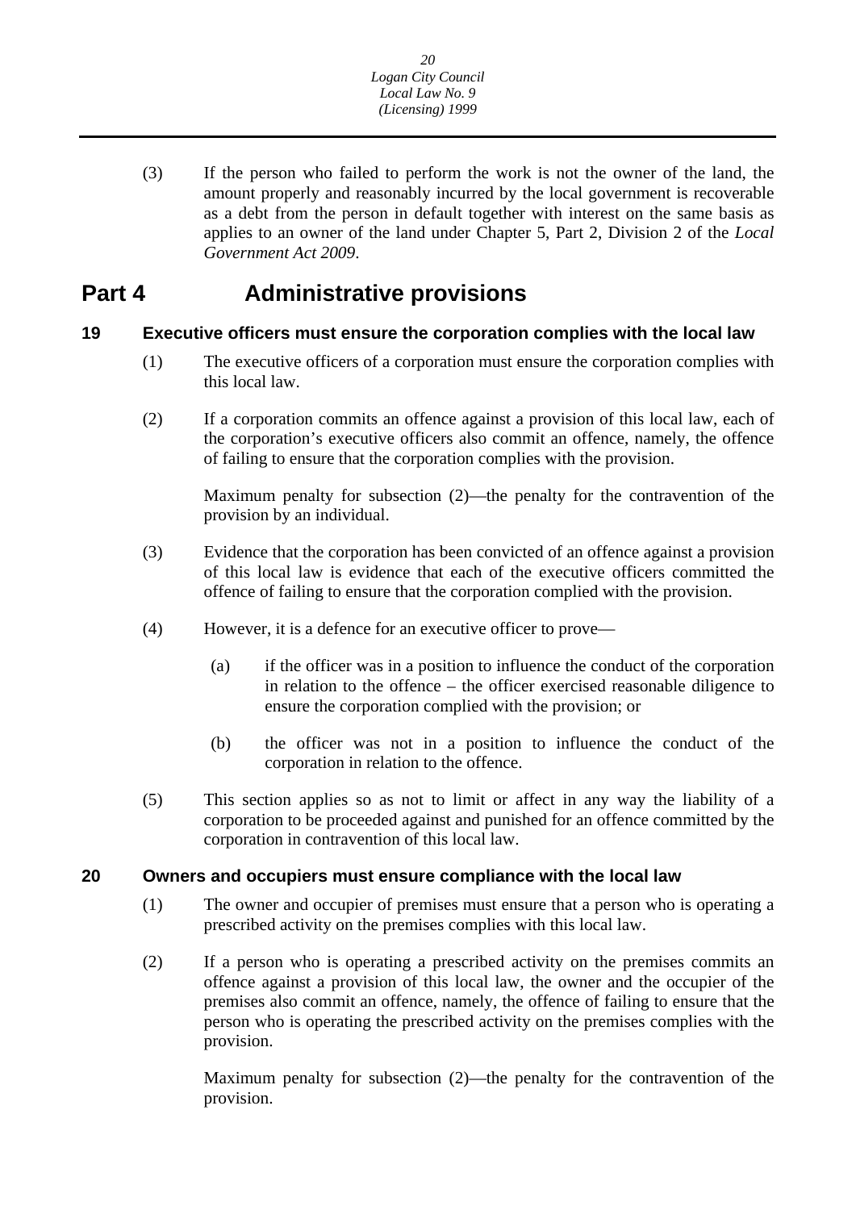(3) If the person who failed to perform the work is not the owner of the land, the amount properly and reasonably incurred by the local government is recoverable as a debt from the person in default together with interest on the same basis as applies to an owner of the land under Chapter 5, Part 2, Division 2 of the *Local Government Act 2009*.

# Part 4 Administrative provisions

## 19 Executive officers must ensure the corporation complies with the local law

(1) The executive officers of a corporation must ensure the corporation complies with this local law.

(2) If a corporation commits an offence against a provision of this local law, each of the corporation's executive officers also commit an offence, namely, the offence of failing to ensure that the corporation complies with the provision.

Maximum penalty for subsection (2)—the penalty for the contravention of the provision by an individual.

(3) Evidence that the corporation has been convicted of an offence against a provision of this local law is evidence that each of the executive officers committed the offence of failing to ensure that the corporation complied with the provision.

(4) However, it is a defence for an executive officer to prove—

(a) if the officer was in a position to influence the conduct of the corporation in relation to the offence – the officer exercised reasonable diligence to ensure the corporation complied with the provision; or

(b) the officer was not in a position to influence the conduct of the corporation in relation to the offence.

(5) This section applies so as not to limit or affect in any way the liability of a corporation to be proceeded against and punished for an offence committed by the corporation in contravention of this local law.

## 20 Owners and occupiers must ensure compliance with the local law

(1) The owner and occupier of premises must ensure that a person who is operating a prescribed activity on the premises complies with this local law.

(2) If a person who is operating a prescribed activity on the premises commits an offence against a provision of this local law, the owner and the occupier of the premises also commit an offence, namely, the offence of failing to ensure that the person who is operating the prescribed activity on the premises complies with the provision.

Maximum penalty for subsection (2)—the penalty for the contravention of the provision.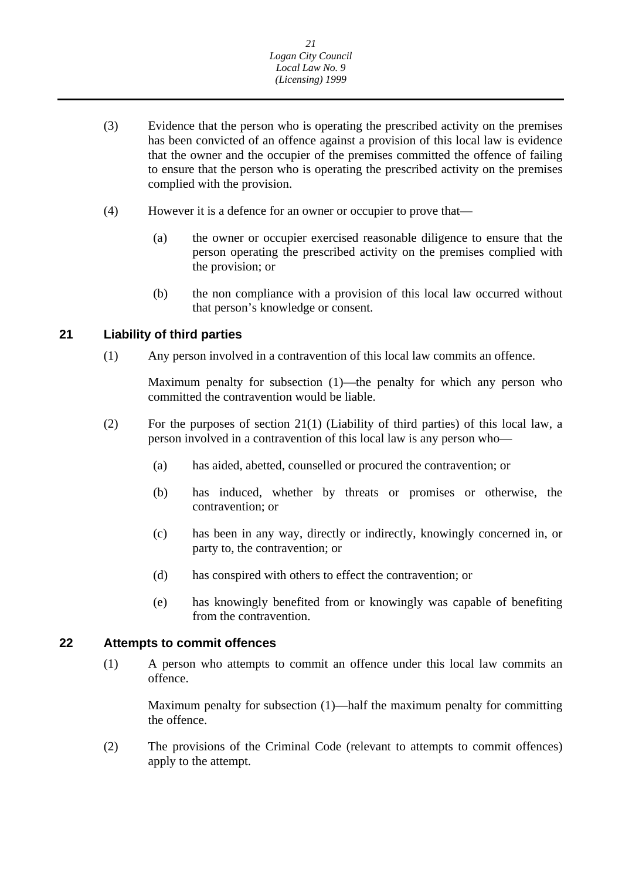(3) Evidence that the person who is operating the prescribed activity on the premises has been convicted of an offence against a provision of this local law is evidence that the owner and the occupier of the premises committed the offence of failing to ensure that the person who is operating the prescribed activity on the premises complied with the provision.

(4) However it is a defence for an owner or occupier to prove that—

(a) the owner or occupier exercised reasonable diligence to ensure that the person operating the prescribed activity on the premises complied with the provision; or

(b) the non compliance with a provision of this local law occurred without that person's knowledge or consent.

## 21 Liability of third parties

(1) Any person involved in a contravention of this local law commits an offence.

Maximum penalty for subsection (1)—the penalty for which any person who committed the contravention would be liable.

(2) For the purposes of section 21(1) (Liability of third parties) of this local law, a person involved in a contravention of this local law is any person who—

(a) has aided, abetted, counselled or procured the contravention; or

(b) has induced, whether by threats or promises or otherwise, the contravention; or

(c) has been in any way, directly or indirectly, knowingly concerned in, or party to, the contravention; or

(d) has conspired with others to effect the contravention; or

(e) has knowingly benefited from or knowingly was capable of benefiting from the contravention.

## 22 Attempts to commit offences

(1) A person who attempts to commit an offence under this local law commits an offence.

Maximum penalty for subsection (1)—half the maximum penalty for committing the offence.

(2) The provisions of the Criminal Code (relevant to attempts to commit offences) apply to the attempt.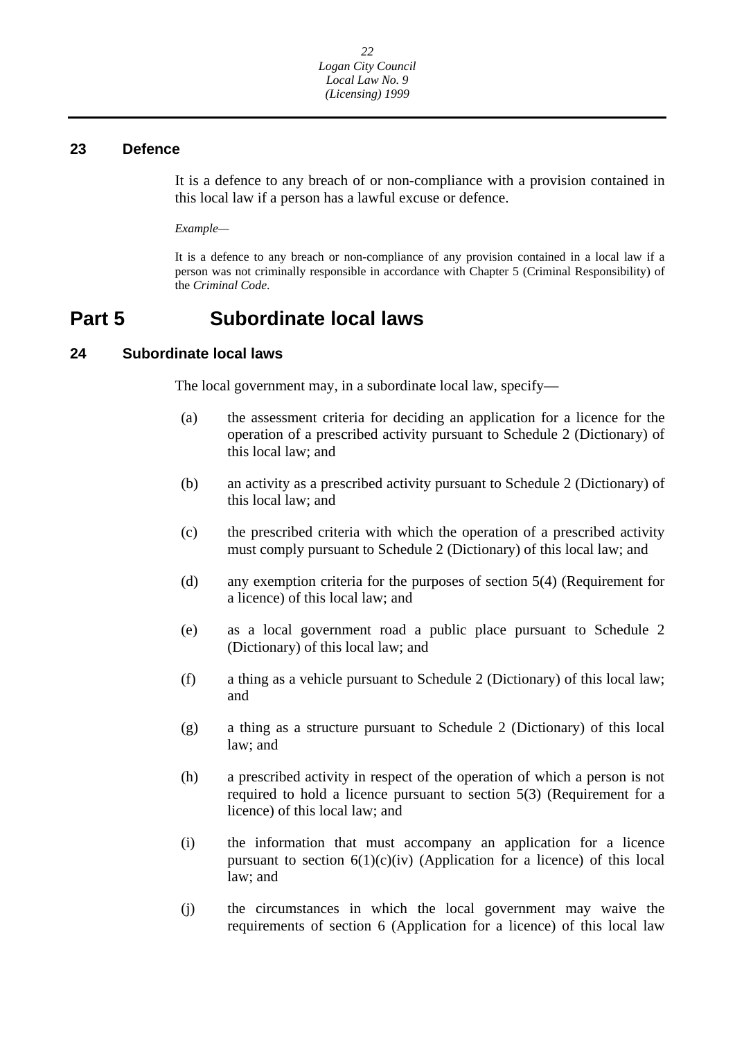### 23 Defence

It is a defence to any breach of or non-compliance with a provision contained in this local law if a person has a lawful excuse or defence.

*Example—*

It is a defence to any breach or non-compliance of any provision contained in a local law if a person was not criminally responsible in accordance with Chapter 5 (Criminal Responsibility) of the *Criminal Code*.

## Part 5 Subordinate local laws

### 24 Subordinate local laws

The local government may, in a subordinate local law, specify—

(a) the assessment criteria for deciding an application for a licence for the operation of a prescribed activity pursuant to Schedule 2 (Dictionary) of this local law; and

(b) an activity as a prescribed activity pursuant to Schedule 2 (Dictionary) of this local law; and

(c) the prescribed criteria with which the operation of a prescribed activity must comply pursuant to Schedule 2 (Dictionary) of this local law; and

(d) any exemption criteria for the purposes of section 5(4) (Requirement for a licence) of this local law; and

(e) as a local government road a public place pursuant to Schedule 2 (Dictionary) of this local law; and

(f) a thing as a vehicle pursuant to Schedule 2 (Dictionary) of this local law; and

(g) a thing as a structure pursuant to Schedule 2 (Dictionary) of this local law; and

(h) a prescribed activity in respect of the operation of which a person is not required to hold a licence pursuant to section 5(3) (Requirement for a licence) of this local law; and

(i) the information that must accompany an application for a licence pursuant to section 6(1)(c)(iv) (Application for a licence) of this local law; and

(j) the circumstances in which the local government may waive the requirements of section 6 (Application for a licence) of this local law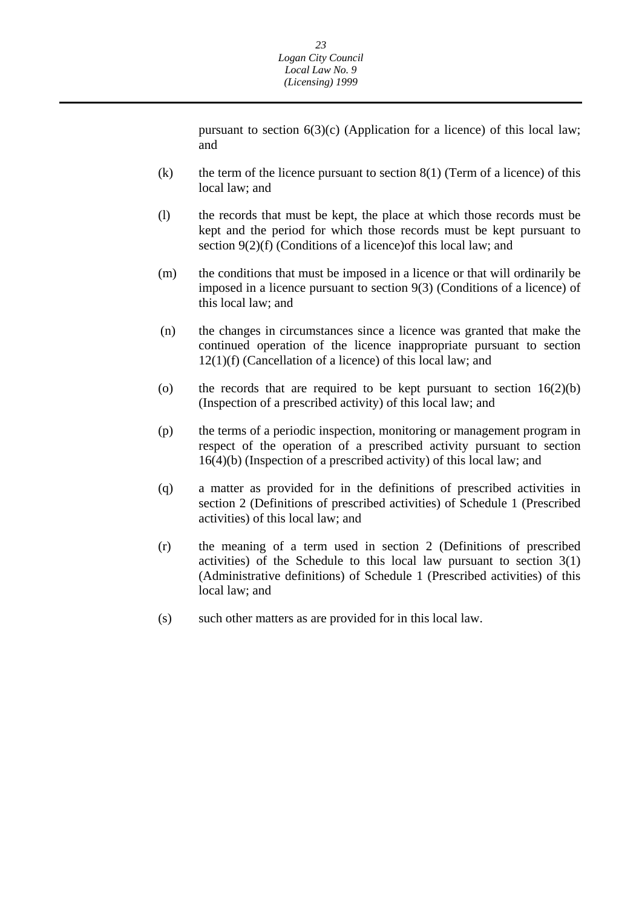pursuant to section 6(3)(c) (Application for a licence) of this local law; and

(k) the term of the licence pursuant to section 8(1) (Term of a licence) of this local law; and

(l) the records that must be kept, the place at which those records must be kept and the period for which those records must be kept pursuant to section 9(2)(f) (Conditions of a licence)of this local law; and

(m) the conditions that must be imposed in a licence or that will ordinarily be imposed in a licence pursuant to section 9(3) (Conditions of a licence) of this local law; and

(n) the changes in circumstances since a licence was granted that make the continued operation of the licence inappropriate pursuant to section 12(1)(f) (Cancellation of a licence) of this local law; and

(o) the records that are required to be kept pursuant to section 16(2)(b) (Inspection of a prescribed activity) of this local law; and

(p) the terms of a periodic inspection, monitoring or management program in respect of the operation of a prescribed activity pursuant to section 16(4)(b) (Inspection of a prescribed activity) of this local law; and

(q) a matter as provided for in the definitions of prescribed activities in section 2 (Definitions of prescribed activities) of Schedule 1 (Prescribed activities) of this local law; and

(r) the meaning of a term used in section 2 (Definitions of prescribed activities) of the Schedule to this local law pursuant to section 3(1) (Administrative definitions) of Schedule 1 (Prescribed activities) of this local law; and

(s) such other matters as are provided for in this local law.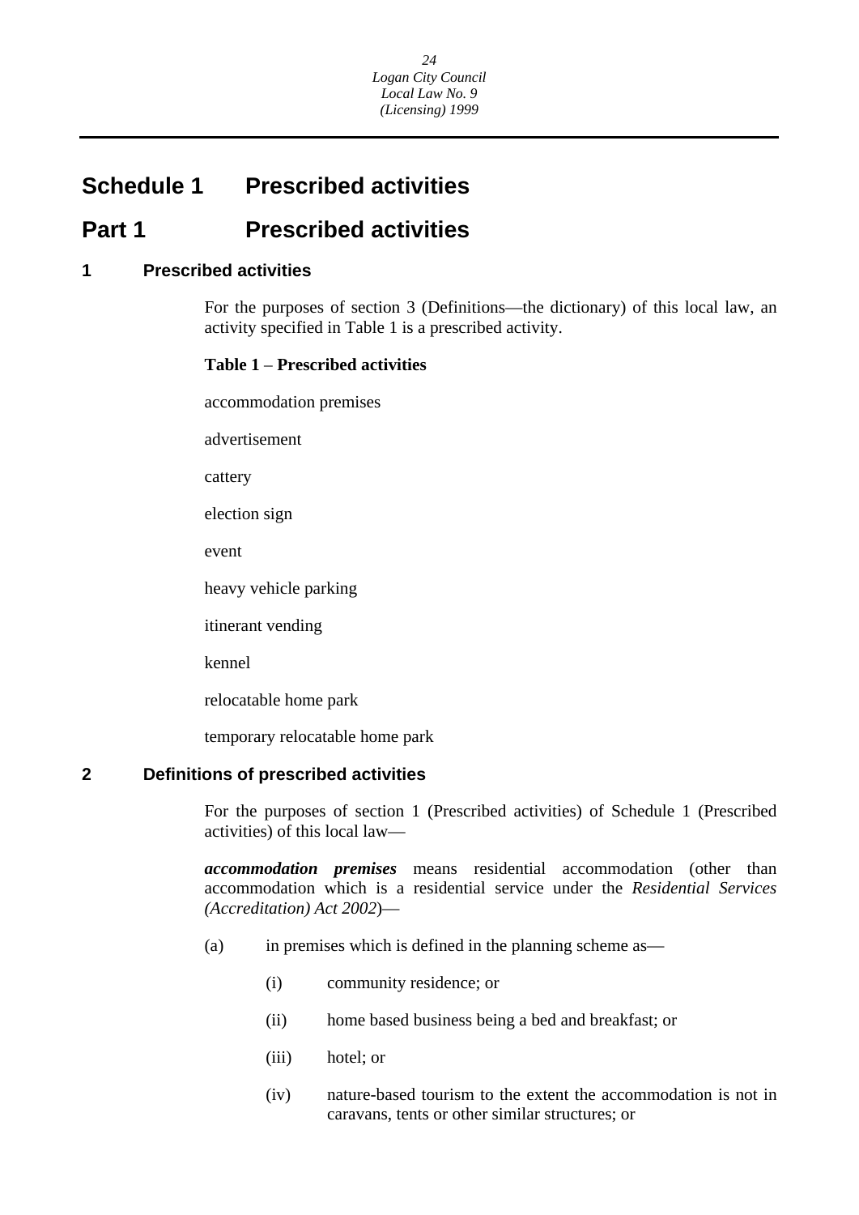# Schedule 1 Prescribed activities

## Part 1 Prescribed activities

### 1 Prescribed activities

For the purposes of section 3 (Definitions—the dictionary) of this local law, an activity specified in Table 1 is a prescribed activity.

**Table 1 – Prescribed activities**

accommodation premises

advertisement

cattery

election sign

event

heavy vehicle parking

itinerant vending

kennel

relocatable home park

temporary relocatable home park

### 2 Definitions of prescribed activities

For the purposes of section 1 (Prescribed activities) of Schedule 1 (Prescribed activities) of this local law—

***accommodation premises*** means residential accommodation (other than accommodation which is a residential service under the *Residential Services (Accreditation) Act 2002*)—

(a) in premises which is defined in the planning scheme as—

(i) community residence; or

(ii) home based business being a bed and breakfast; or

(iii) hotel; or

(iv) nature-based tourism to the extent the accommodation is not in caravans, tents or other similar structures; or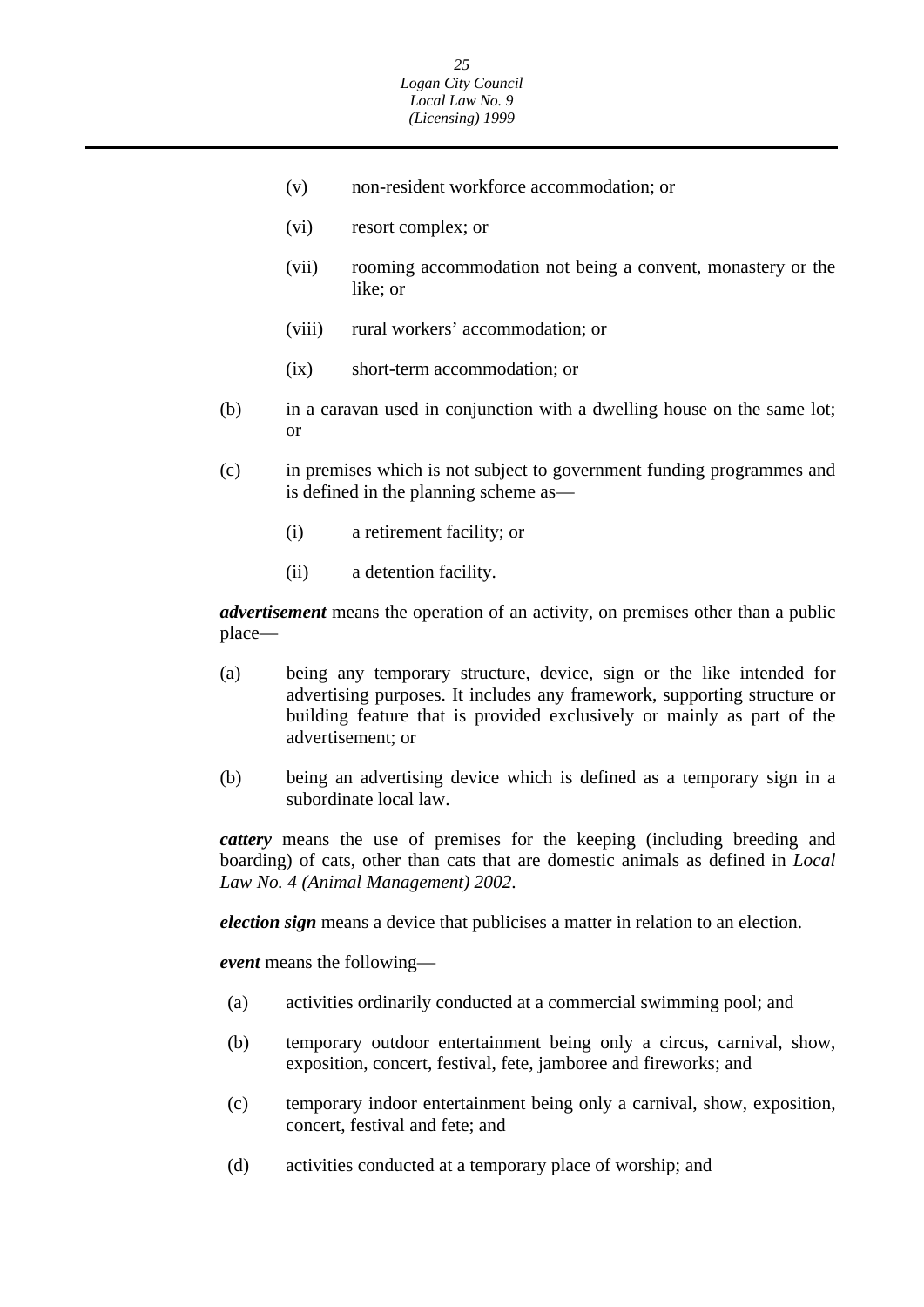- (v) non-resident workforce accommodation; or
- (vi) resort complex; or
- (vii) rooming accommodation not being a convent, monastery or the like; or
- (viii) rural workers' accommodation; or
- (ix) short-term accommodation; or

(b) in a caravan used in conjunction with a dwelling house on the same lot; or

(c) in premises which is not subject to government funding programmes and is defined in the planning scheme as—

- (i) a retirement facility; or
- (ii) a detention facility.

***advertisement*** means the operation of an activity, on premises other than a public place—

(a) being any temporary structure, device, sign or the like intended for advertising purposes. It includes any framework, supporting structure or building feature that is provided exclusively or mainly as part of the advertisement; or

(b) being an advertising device which is defined as a temporary sign in a subordinate local law.

***cattery*** means the use of premises for the keeping (including breeding and boarding) of cats, other than cats that are domestic animals as defined in *Local Law No. 4 (Animal Management) 2002*.

***election sign*** means a device that publicises a matter in relation to an election.

***event*** means the following—

(a) activities ordinarily conducted at a commercial swimming pool; and

(b) temporary outdoor entertainment being only a circus, carnival, show, exposition, concert, festival, fete, jamboree and fireworks; and

(c) temporary indoor entertainment being only a carnival, show, exposition, concert, festival and fete; and

(d) activities conducted at a temporary place of worship; and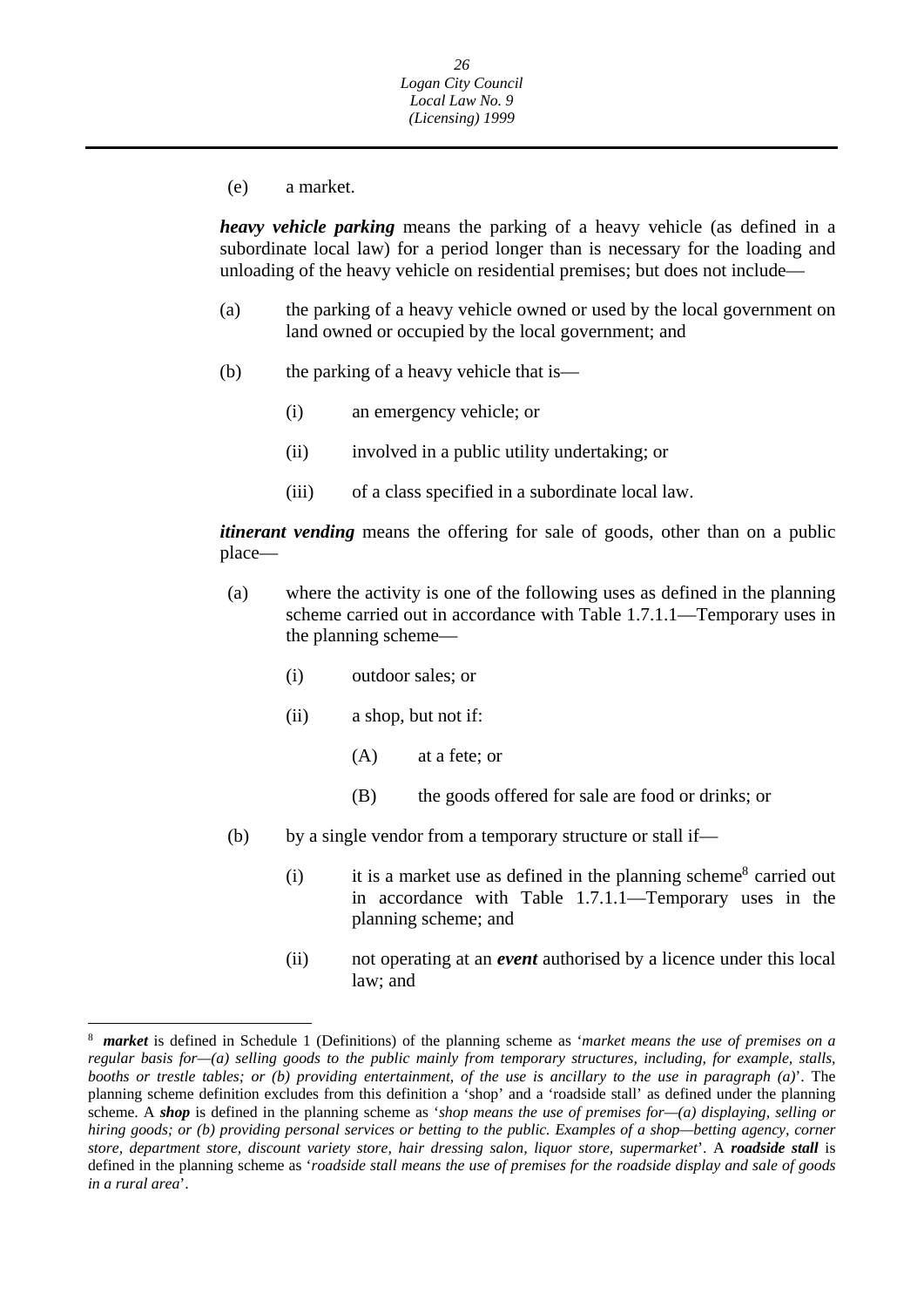(e) a market.

***heavy vehicle parking*** means the parking of a heavy vehicle (as defined in a subordinate local law) for a period longer than is necessary for the loading and unloading of the heavy vehicle on residential premises; but does not include—

(a) the parking of a heavy vehicle owned or used by the local government on land owned or occupied by the local government; and

(b) the parking of a heavy vehicle that is—

 (i) an emergency vehicle; or

 (ii) involved in a public utility undertaking; or

 (iii) of a class specified in a subordinate local law.

***itinerant vending*** means the offering for sale of goods, other than on a public place—

(a) where the activity is one of the following uses as defined in the planning scheme carried out in accordance with Table 1.7.1.1—Temporary uses in the planning scheme—

 (i) outdoor sales; or

 (ii) a shop, but not if:

  (A) at a fete; or

  (B) the goods offered for sale are food or drinks; or

(b) by a single vendor from a temporary structure or stall if—

 (i) it is a market use as defined in the planning scheme[8] carried out in accordance with Table 1.7.1.1—Temporary uses in the planning scheme; and

 (ii) not operating at an ***event*** authorised by a licence under this local law; and

---

[8] ***market*** is defined in Schedule 1 (Definitions) of the planning scheme as '*market means the use of premises on a regular basis for—(a) selling goods to the public mainly from temporary structures, including, for example, stalls, booths or trestle tables; or (b) providing entertainment, of the use is ancillary to the use in paragraph (a)*'. The planning scheme definition excludes from this definition a 'shop' and a 'roadside stall' as defined under the planning scheme. A ***shop*** is defined in the planning scheme as '*shop means the use of premises for—(a) displaying, selling or hiring goods; or (b) providing personal services or betting to the public. Examples of a shop—betting agency, corner store, department store, discount variety store, hair dressing salon, liquor store, supermarket*'. A ***roadside stall*** is defined in the planning scheme as '*roadside stall means the use of premises for the roadside display and sale of goods in a rural area*'.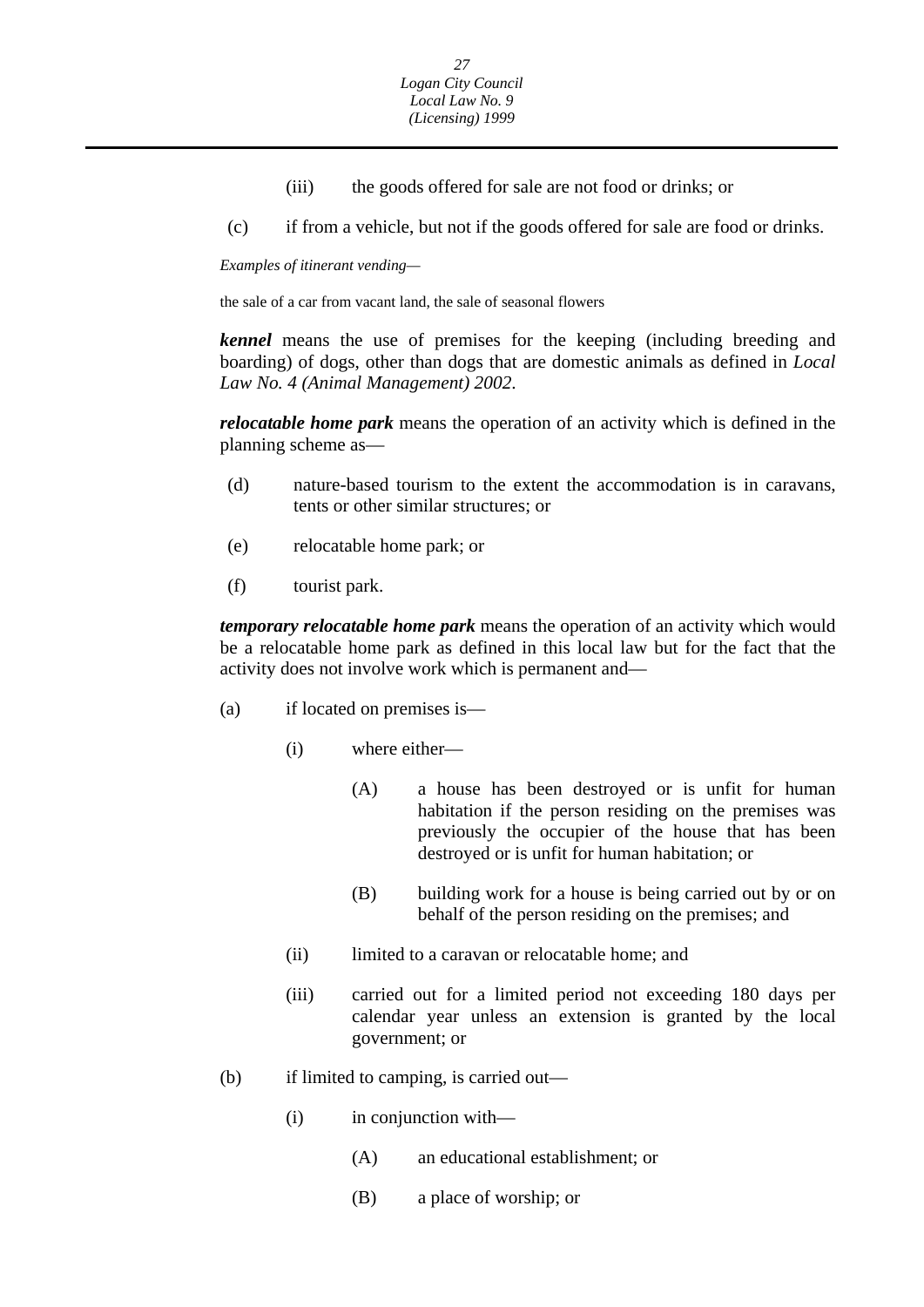(iii) the goods offered for sale are not food or drinks; or

(c) if from a vehicle, but not if the goods offered for sale are food or drinks.

*Examples of itinerant vending—*

the sale of a car from vacant land, the sale of seasonal flowers

***kennel*** means the use of premises for the keeping (including breeding and boarding) of dogs, other than dogs that are domestic animals as defined in *Local Law No. 4 (Animal Management) 2002*.

***relocatable home park*** means the operation of an activity which is defined in the planning scheme as—

(d) nature-based tourism to the extent the accommodation is in caravans, tents or other similar structures; or

(e) relocatable home park; or

(f) tourist park.

***temporary relocatable home park*** means the operation of an activity which would be a relocatable home park as defined in this local law but for the fact that the activity does not involve work which is permanent and—

(a) if located on premises is—

(i) where either—

(A) a house has been destroyed or is unfit for human habitation if the person residing on the premises was previously the occupier of the house that has been destroyed or is unfit for human habitation; or

(B) building work for a house is being carried out by or on behalf of the person residing on the premises; and

(ii) limited to a caravan or relocatable home; and

(iii) carried out for a limited period not exceeding 180 days per calendar year unless an extension is granted by the local government; or

(b) if limited to camping, is carried out—

(i) in conjunction with—

(A) an educational establishment; or

(B) a place of worship; or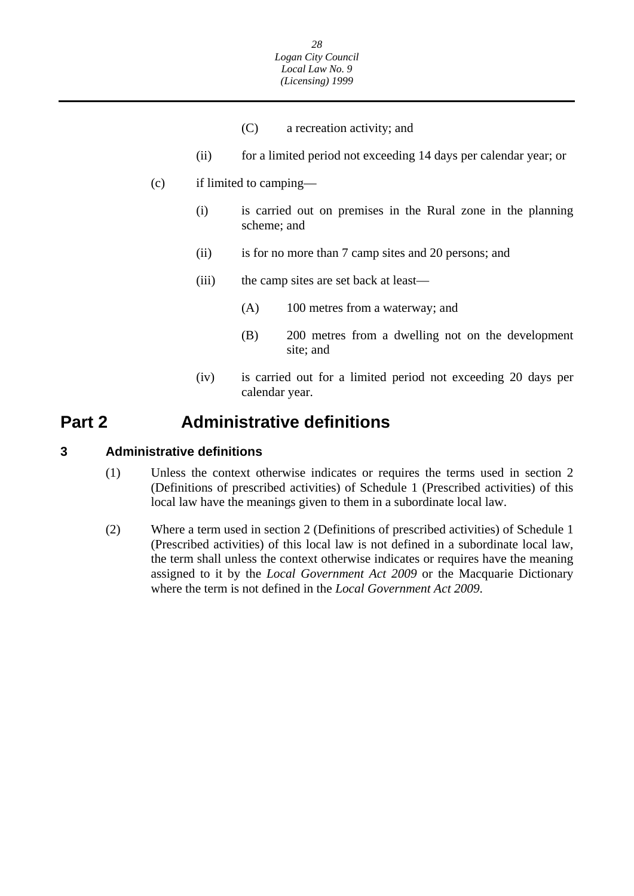(C) a recreation activity; and

(ii) for a limited period not exceeding 14 days per calendar year; or

(c) if limited to camping—

(i) is carried out on premises in the Rural zone in the planning scheme; and

(ii) is for no more than 7 camp sites and 20 persons; and

(iii) the camp sites are set back at least—

(A) 100 metres from a waterway; and

(B) 200 metres from a dwelling not on the development site; and

(iv) is carried out for a limited period not exceeding 20 days per calendar year.

# Part 2 Administrative definitions

## 3 Administrative definitions

(1) Unless the context otherwise indicates or requires the terms used in section 2 (Definitions of prescribed activities) of Schedule 1 (Prescribed activities) of this local law have the meanings given to them in a subordinate local law.

(2) Where a term used in section 2 (Definitions of prescribed activities) of Schedule 1 (Prescribed activities) of this local law is not defined in a subordinate local law, the term shall unless the context otherwise indicates or requires have the meaning assigned to it by the *Local Government Act 2009* or the Macquarie Dictionary where the term is not defined in the *Local Government Act 2009*.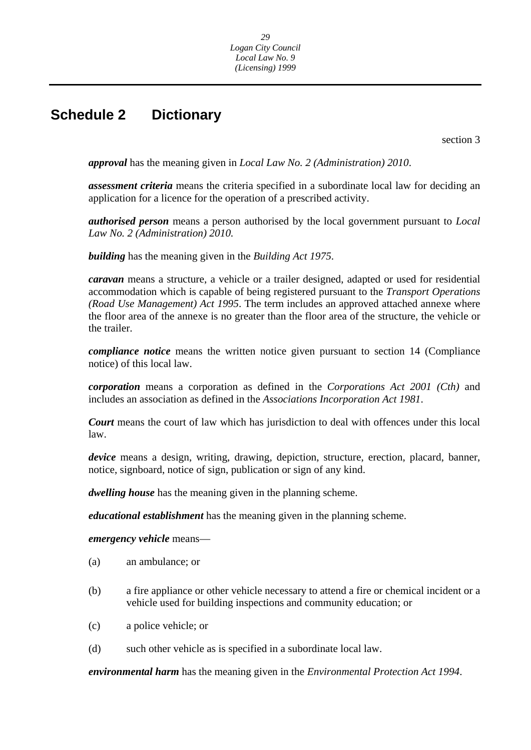# Schedule 2 Dictionary

section 3

***approval*** has the meaning given in *Local Law No. 2 (Administration) 2010*.

***assessment criteria*** means the criteria specified in a subordinate local law for deciding an application for a licence for the operation of a prescribed activity.

***authorised person*** means a person authorised by the local government pursuant to *Local Law No. 2 (Administration) 2010.*

***building*** has the meaning given in the *Building Act 1975*.

***caravan*** means a structure, a vehicle or a trailer designed, adapted or used for residential accommodation which is capable of being registered pursuant to the *Transport Operations (Road Use Management) Act 1995*. The term includes an approved attached annexe where the floor area of the annexe is no greater than the floor area of the structure, the vehicle or the trailer.

***compliance notice*** means the written notice given pursuant to section 14 (Compliance notice) of this local law.

***corporation*** means a corporation as defined in the *Corporations Act 2001 (Cth)* and includes an association as defined in the *Associations Incorporation Act 1981*.

***Court*** means the court of law which has jurisdiction to deal with offences under this local law.

***device*** means a design, writing, drawing, depiction, structure, erection, placard, banner, notice, signboard, notice of sign, publication or sign of any kind.

***dwelling house*** has the meaning given in the planning scheme.

***educational establishment*** has the meaning given in the planning scheme.

***emergency vehicle*** means—

(a) an ambulance; or

(b) a fire appliance or other vehicle necessary to attend a fire or chemical incident or a vehicle used for building inspections and community education; or

(c) a police vehicle; or

(d) such other vehicle as is specified in a subordinate local law.

***environmental harm*** has the meaning given in the *Environmental Protection Act 1994*.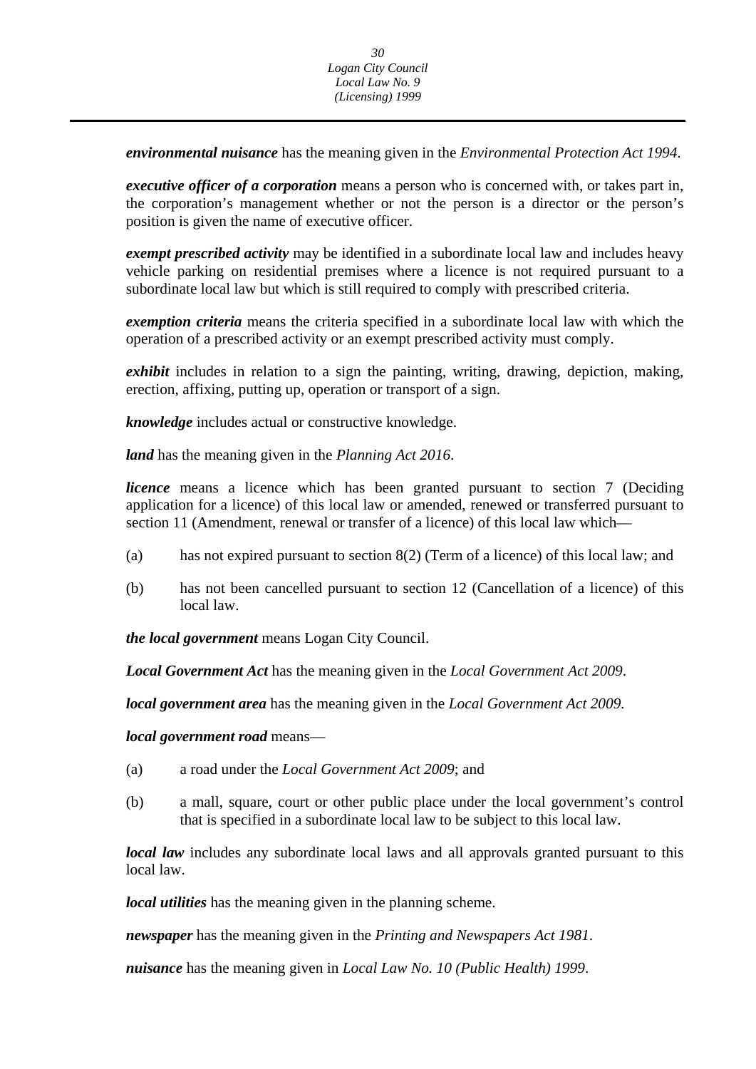***environmental nuisance*** has the meaning given in the *Environmental Protection Act 1994*.

***executive officer of a corporation*** means a person who is concerned with, or takes part in, the corporation's management whether or not the person is a director or the person's position is given the name of executive officer.

***exempt prescribed activity*** may be identified in a subordinate local law and includes heavy vehicle parking on residential premises where a licence is not required pursuant to a subordinate local law but which is still required to comply with prescribed criteria.

***exemption criteria*** means the criteria specified in a subordinate local law with which the operation of a prescribed activity or an exempt prescribed activity must comply.

***exhibit*** includes in relation to a sign the painting, writing, drawing, depiction, making, erection, affixing, putting up, operation or transport of a sign.

***knowledge*** includes actual or constructive knowledge.

***land*** has the meaning given in the *Planning Act 2016*.

***licence*** means a licence which has been granted pursuant to section 7 (Deciding application for a licence) of this local law or amended, renewed or transferred pursuant to section 11 (Amendment, renewal or transfer of a licence) of this local law which—

(a) has not expired pursuant to section 8(2) (Term of a licence) of this local law; and

(b) has not been cancelled pursuant to section 12 (Cancellation of a licence) of this local law.

***the local government*** means Logan City Council.

***Local Government Act*** has the meaning given in the *Local Government Act 2009*.

***local government area*** has the meaning given in the *Local Government Act 2009*.

***local government road*** means—

(a) a road under the *Local Government Act 2009*; and

(b) a mall, square, court or other public place under the local government's control that is specified in a subordinate local law to be subject to this local law.

***local law*** includes any subordinate local laws and all approvals granted pursuant to this local law.

***local utilities*** has the meaning given in the planning scheme.

***newspaper*** has the meaning given in the *Printing and Newspapers Act 1981*.

***nuisance*** has the meaning given in *Local Law No. 10 (Public Health) 1999*.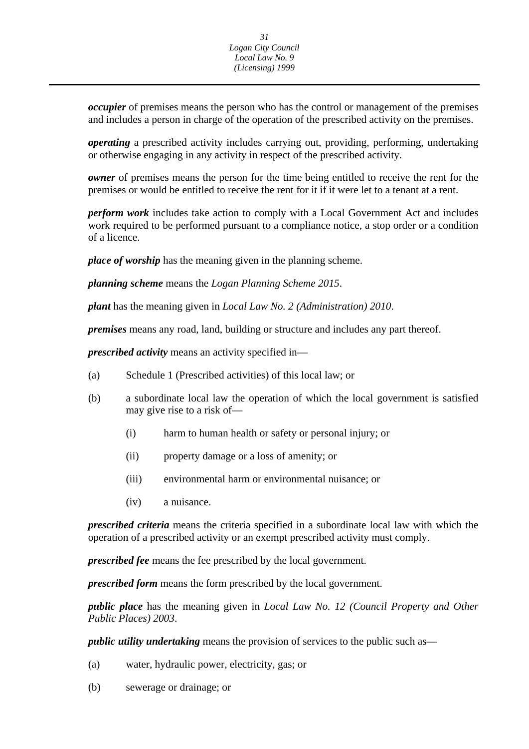***occupier*** of premises means the person who has the control or management of the premises and includes a person in charge of the operation of the prescribed activity on the premises.

***operating*** a prescribed activity includes carrying out, providing, performing, undertaking or otherwise engaging in any activity in respect of the prescribed activity.

***owner*** of premises means the person for the time being entitled to receive the rent for the premises or would be entitled to receive the rent for it if it were let to a tenant at a rent.

***perform work*** includes take action to comply with a Local Government Act and includes work required to be performed pursuant to a compliance notice, a stop order or a condition of a licence.

***place of worship*** has the meaning given in the planning scheme.

***planning scheme*** means the *Logan Planning Scheme 2015*.

***plant*** has the meaning given in *Local Law No. 2 (Administration) 2010*.

***premises*** means any road, land, building or structure and includes any part thereof.

***prescribed activity*** means an activity specified in—

(a) Schedule 1 (Prescribed activities) of this local law; or

(b) a subordinate local law the operation of which the local government is satisfied may give rise to a risk of—

    (i) harm to human health or safety or personal injury; or

    (ii) property damage or a loss of amenity; or

    (iii) environmental harm or environmental nuisance; or

    (iv) a nuisance.

***prescribed criteria*** means the criteria specified in a subordinate local law with which the operation of a prescribed activity or an exempt prescribed activity must comply.

***prescribed fee*** means the fee prescribed by the local government.

***prescribed form*** means the form prescribed by the local government.

***public place*** has the meaning given in *Local Law No. 12 (Council Property and Other Public Places) 2003*.

***public utility undertaking*** means the provision of services to the public such as—

(a) water, hydraulic power, electricity, gas; or

(b) sewerage or drainage; or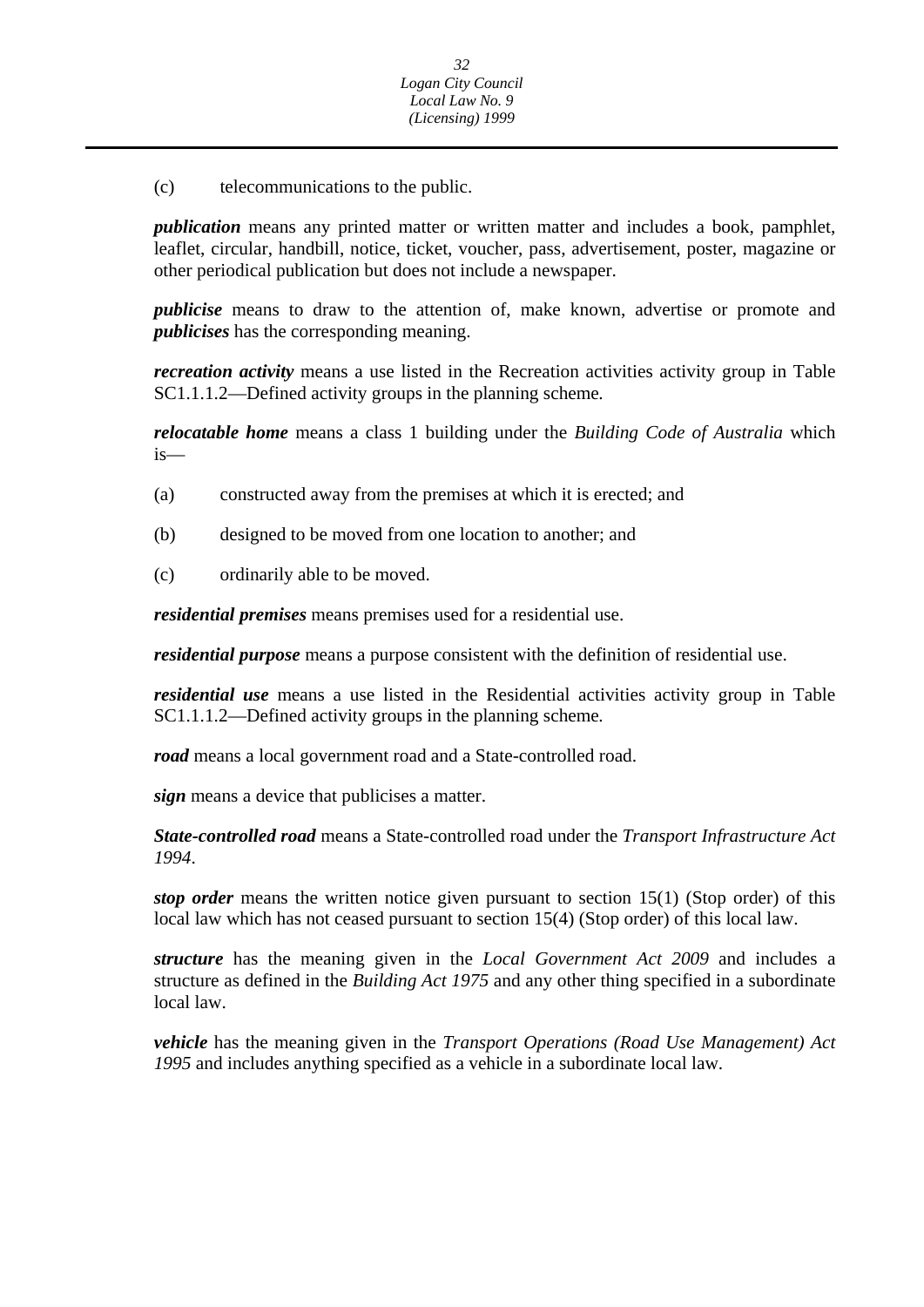(c) telecommunications to the public.

***publication*** means any printed matter or written matter and includes a book, pamphlet, leaflet, circular, handbill, notice, ticket, voucher, pass, advertisement, poster, magazine or other periodical publication but does not include a newspaper.

***publicise*** means to draw to the attention of, make known, advertise or promote and ***publicises*** has the corresponding meaning.

***recreation activity*** means a use listed in the Recreation activities activity group in Table SC1.1.1.2—Defined activity groups in the planning scheme.

***relocatable home*** means a class 1 building under the *Building Code of Australia* which is—

(a) constructed away from the premises at which it is erected; and

(b) designed to be moved from one location to another; and

(c) ordinarily able to be moved.

***residential premises*** means premises used for a residential use.

***residential purpose*** means a purpose consistent with the definition of residential use.

***residential use*** means a use listed in the Residential activities activity group in Table SC1.1.1.2—Defined activity groups in the planning scheme.

***road*** means a local government road and a State-controlled road.

***sign*** means a device that publicises a matter.

***State-controlled road*** means a State-controlled road under the *Transport Infrastructure Act 1994*.

***stop order*** means the written notice given pursuant to section 15(1) (Stop order) of this local law which has not ceased pursuant to section 15(4) (Stop order) of this local law.

***structure*** has the meaning given in the *Local Government Act 2009* and includes a structure as defined in the *Building Act 1975* and any other thing specified in a subordinate local law.

***vehicle*** has the meaning given in the *Transport Operations (Road Use Management) Act 1995* and includes anything specified as a vehicle in a subordinate local law.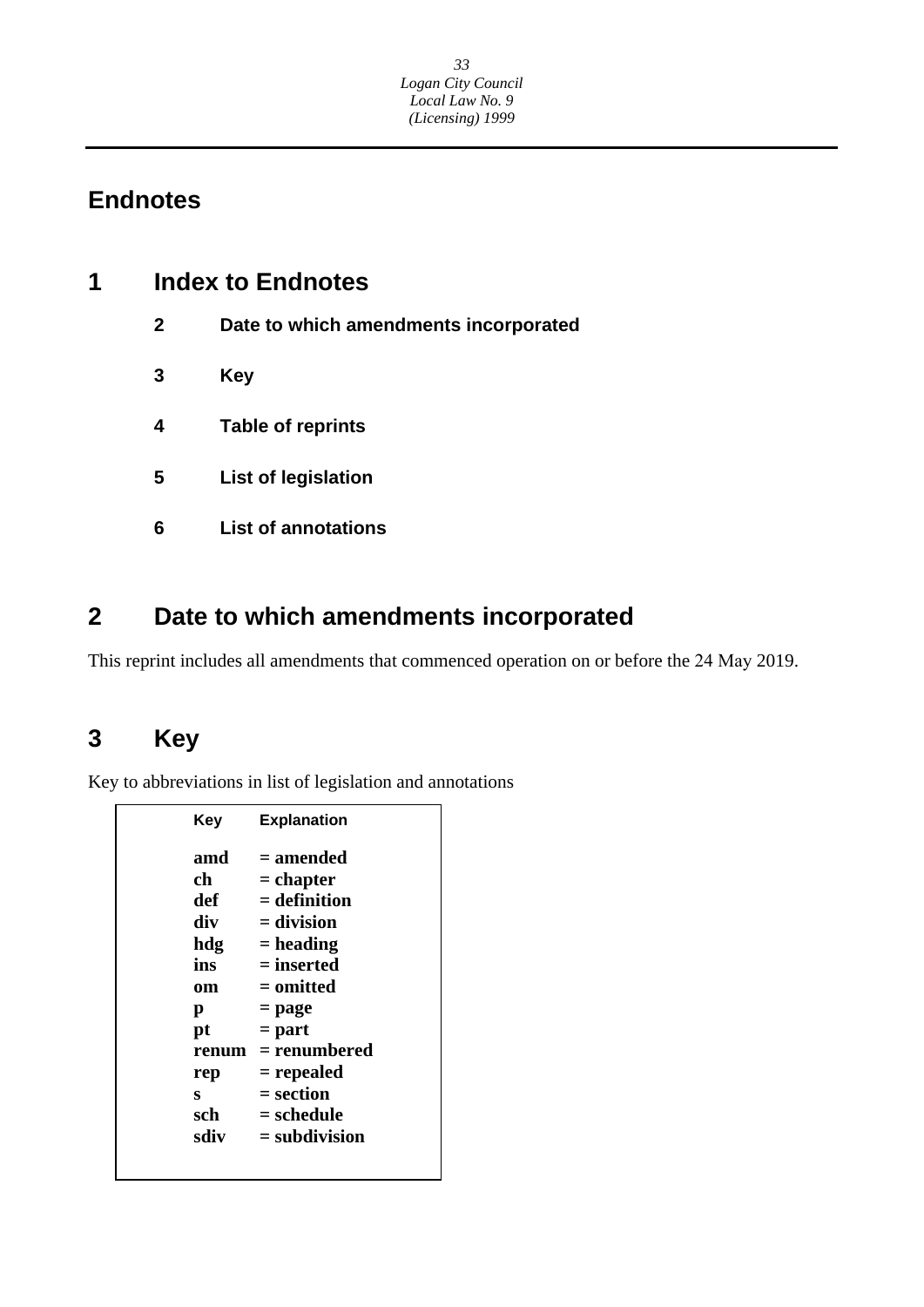# Endnotes

## 1 Index to Endnotes

**2 Date to which amendments incorporated**

**3 Key**

**4 Table of reprints**

**5 List of legislation**

**6 List of annotations**

## 2 Date to which amendments incorporated

This reprint includes all amendments that commenced operation on or before the 24 May 2019.

## 3 Key

Key to abbreviations in list of legislation and annotations

| Key | Explanation |
|---|---|
| **amd** | **= amended** |
| **ch** | **= chapter** |
| **def** | **= definition** |
| **div** | **= division** |
| **hdg** | **= heading** |
| **ins** | **= inserted** |
| **om** | **= omitted** |
| **p** | **= page** |
| **pt** | **= part** |
| **renum** | **= renumbered** |
| **rep** | **= repealed** |
| **s** | **= section** |
| **sch** | **= schedule** |
| **sdiv** | **= subdivision** |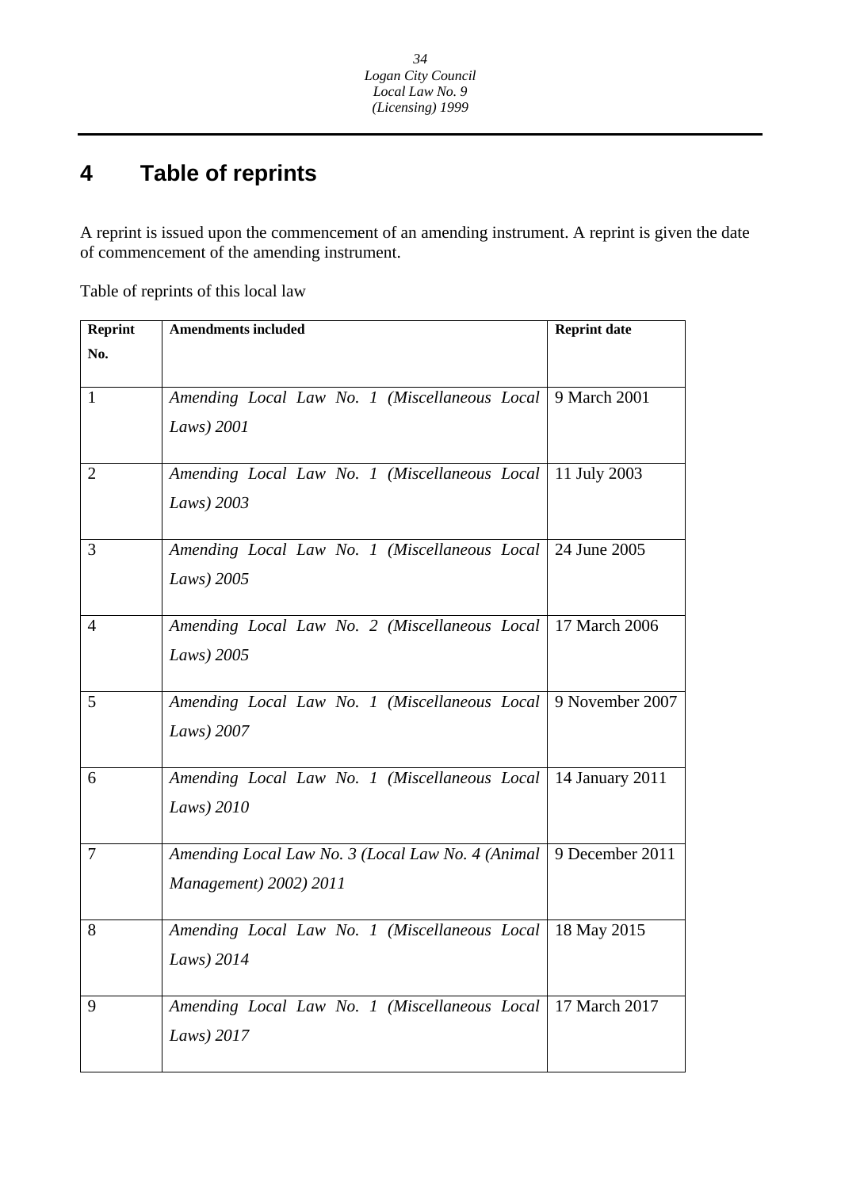# 4 Table of reprints

A reprint is issued upon the commencement of an amending instrument. A reprint is given the date of commencement of the amending instrument.

Table of reprints of this local law

| Reprint No. | Amendments included | Reprint date |
|---|---|---|
| 1 | *Amending Local Law No. 1 (Miscellaneous Local Laws) 2001* | 9 March 2001 |
| 2 | *Amending Local Law No. 1 (Miscellaneous Local Laws) 2003* | 11 July 2003 |
| 3 | *Amending Local Law No. 1 (Miscellaneous Local Laws) 2005* | 24 June 2005 |
| 4 | *Amending Local Law No. 2 (Miscellaneous Local Laws) 2005* | 17 March 2006 |
| 5 | *Amending Local Law No. 1 (Miscellaneous Local Laws) 2007* | 9 November 2007 |
| 6 | *Amending Local Law No. 1 (Miscellaneous Local Laws) 2010* | 14 January 2011 |
| 7 | *Amending Local Law No. 3 (Local Law No. 4 (Animal Management) 2002) 2011* | 9 December 2011 |
| 8 | *Amending Local Law No. 1 (Miscellaneous Local Laws) 2014* | 18 May 2015 |
| 9 | *Amending Local Law No. 1 (Miscellaneous Local Laws) 2017* | 17 March 2017 |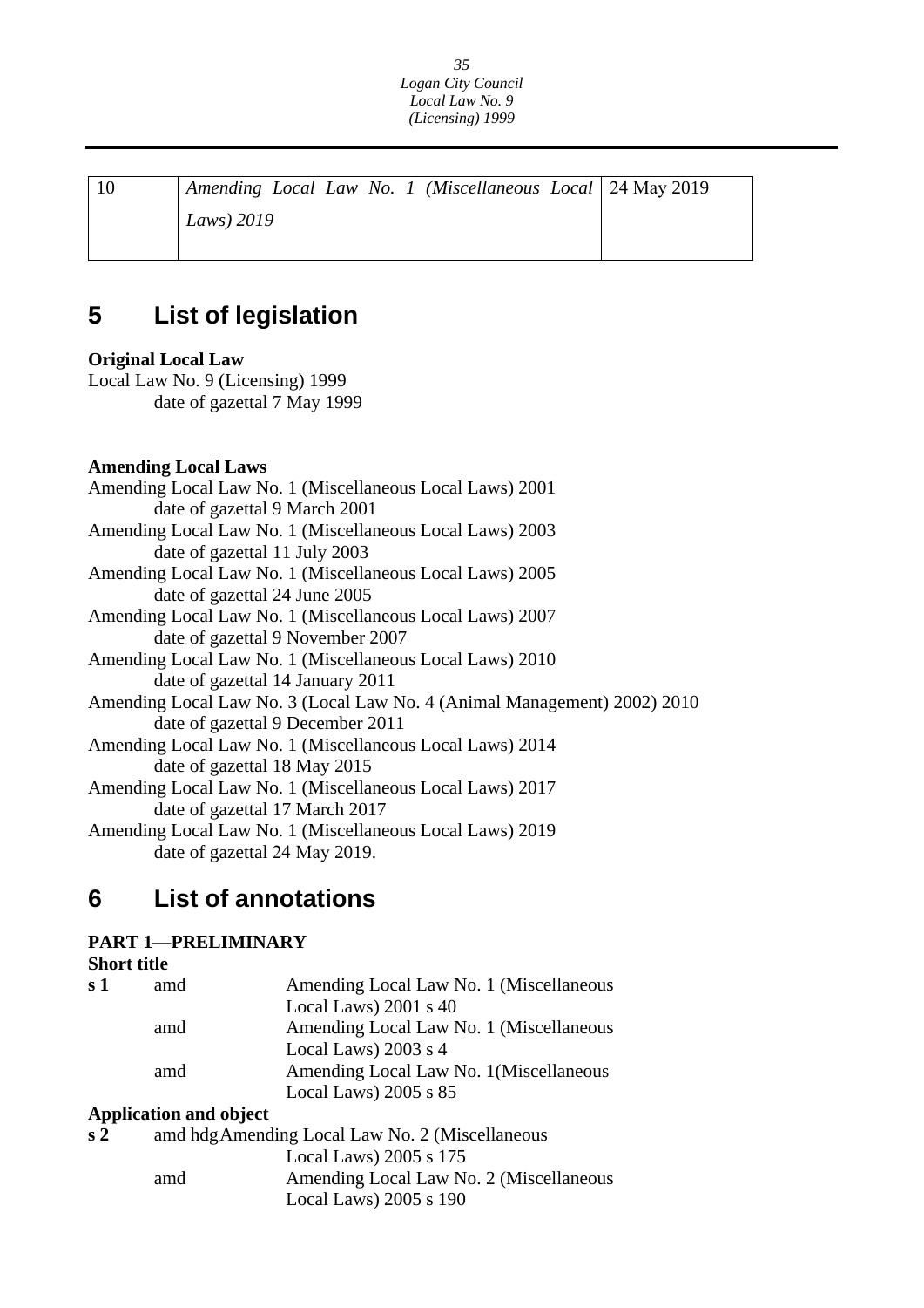| 10 | *Amending Local Law No. 1 (Miscellaneous Local Laws) 2019* | 24 May 2019 |
|---|---|---|

## 5 List of legislation

**Original Local Law**

Local Law No. 9 (Licensing) 1999
date of gazettal 7 May 1999

**Amending Local Laws**

Amending Local Law No. 1 (Miscellaneous Local Laws) 2001
date of gazettal 9 March 2001
Amending Local Law No. 1 (Miscellaneous Local Laws) 2003
date of gazettal 11 July 2003
Amending Local Law No. 1 (Miscellaneous Local Laws) 2005
date of gazettal 24 June 2005
Amending Local Law No. 1 (Miscellaneous Local Laws) 2007
date of gazettal 9 November 2007
Amending Local Law No. 1 (Miscellaneous Local Laws) 2010
date of gazettal 14 January 2011
Amending Local Law No. 3 (Local Law No. 4 (Animal Management) 2002) 2010
date of gazettal 9 December 2011
Amending Local Law No. 1 (Miscellaneous Local Laws) 2014
date of gazettal 18 May 2015
Amending Local Law No. 1 (Miscellaneous Local Laws) 2017
date of gazettal 17 March 2017
Amending Local Law No. 1 (Miscellaneous Local Laws) 2019
date of gazettal 24 May 2019.

## 6 List of annotations

**PART 1—PRELIMINARY**

**Short title**

| | | |
|---|---|---|
| **s 1** | amd | Amending Local Law No. 1 (Miscellaneous Local Laws) 2001 s 40 |
| | amd | Amending Local Law No. 1 (Miscellaneous Local Laws) 2003 s 4 |
| | amd | Amending Local Law No. 1(Miscellaneous Local Laws) 2005 s 85 |

**Application and object**

| | | |
|---|---|---|
| **s 2** | amd hdg | Amending Local Law No. 2 (Miscellaneous Local Laws) 2005 s 175 |
| | amd | Amending Local Law No. 2 (Miscellaneous Local Laws) 2005 s 190 |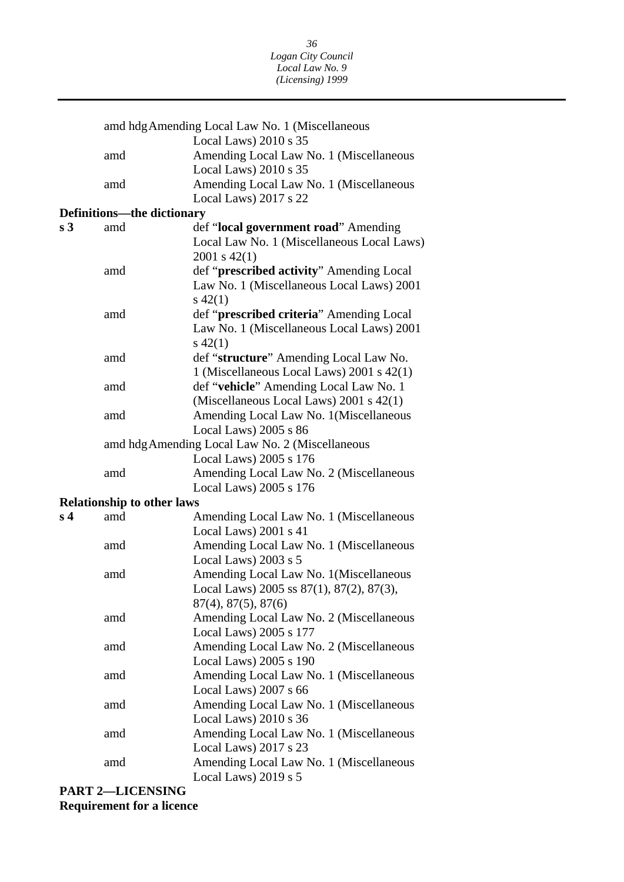| | | |
|---|---|---|
| | amd hdg | Amending Local Law No. 1 (Miscellaneous Local Laws) 2010 s 35 |
| | amd | Amending Local Law No. 1 (Miscellaneous Local Laws) 2010 s 35 |
| | amd | Amending Local Law No. 1 (Miscellaneous Local Laws) 2017 s 22 |

**Definitions—the dictionary**

| | | |
|---|---|---|
| **s 3** | amd | def "**local government road**" Amending Local Law No. 1 (Miscellaneous Local Laws) 2001 s 42(1) |
| | amd | def "**prescribed activity**" Amending Local Law No. 1 (Miscellaneous Local Laws) 2001 s 42(1) |
| | amd | def "**prescribed criteria**" Amending Local Law No. 1 (Miscellaneous Local Laws) 2001 s 42(1) |
| | amd | def "**structure**" Amending Local Law No. 1 (Miscellaneous Local Laws) 2001 s 42(1) |
| | amd | def "**vehicle**" Amending Local Law No. 1 (Miscellaneous Local Laws) 2001 s 42(1) |
| | amd | Amending Local Law No. 1(Miscellaneous Local Laws) 2005 s 86 |
| | amd hdg | Amending Local Law No. 2 (Miscellaneous Local Laws) 2005 s 176 |
| | amd | Amending Local Law No. 2 (Miscellaneous Local Laws) 2005 s 176 |

**Relationship to other laws**

| | | |
|---|---|---|
| **s 4** | amd | Amending Local Law No. 1 (Miscellaneous Local Laws) 2001 s 41 |
| | amd | Amending Local Law No. 1 (Miscellaneous Local Laws) 2003 s 5 |
| | amd | Amending Local Law No. 1(Miscellaneous Local Laws) 2005 ss 87(1), 87(2), 87(3), 87(4), 87(5), 87(6) |
| | amd | Amending Local Law No. 2 (Miscellaneous Local Laws) 2005 s 177 |
| | amd | Amending Local Law No. 2 (Miscellaneous Local Laws) 2005 s 190 |
| | amd | Amending Local Law No. 1 (Miscellaneous Local Laws) 2007 s 66 |
| | amd | Amending Local Law No. 1 (Miscellaneous Local Laws) 2010 s 36 |
| | amd | Amending Local Law No. 1 (Miscellaneous Local Laws) 2017 s 23 |
| | amd | Amending Local Law No. 1 (Miscellaneous Local Laws) 2019 s 5 |

**PART 2—LICENSING**

**Requirement for a licence**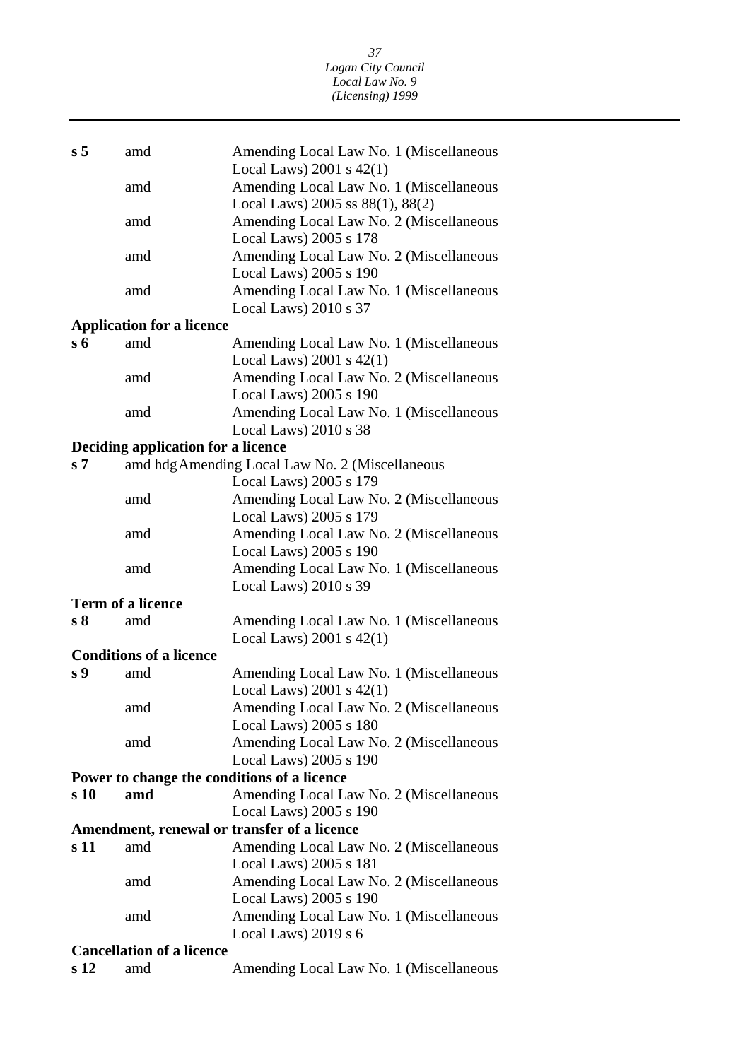| | | |
|---|---|---|
| **s 5** | amd | Amending Local Law No. 1 (Miscellaneous Local Laws) 2001 s 42(1) |
| | amd | Amending Local Law No. 1 (Miscellaneous Local Laws) 2005 ss 88(1), 88(2) |
| | amd | Amending Local Law No. 2 (Miscellaneous Local Laws) 2005 s 178 |
| | amd | Amending Local Law No. 2 (Miscellaneous Local Laws) 2005 s 190 |
| | amd | Amending Local Law No. 1 (Miscellaneous Local Laws) 2010 s 37 |

**Application for a licence**

| | | |
|---|---|---|
| **s 6** | amd | Amending Local Law No. 1 (Miscellaneous Local Laws) 2001 s 42(1) |
| | amd | Amending Local Law No. 2 (Miscellaneous Local Laws) 2005 s 190 |
| | amd | Amending Local Law No. 1 (Miscellaneous Local Laws) 2010 s 38 |

**Deciding application for a licence**

| | | |
|---|---|---|
| **s 7** | amd hdg | Amending Local Law No. 2 (Miscellaneous Local Laws) 2005 s 179 |
| | amd | Amending Local Law No. 2 (Miscellaneous Local Laws) 2005 s 179 |
| | amd | Amending Local Law No. 2 (Miscellaneous Local Laws) 2005 s 190 |
| | amd | Amending Local Law No. 1 (Miscellaneous Local Laws) 2010 s 39 |

**Term of a licence**

| | | |
|---|---|---|
| **s 8** | amd | Amending Local Law No. 1 (Miscellaneous Local Laws) 2001 s 42(1) |

**Conditions of a licence**

| | | |
|---|---|---|
| **s 9** | amd | Amending Local Law No. 1 (Miscellaneous Local Laws) 2001 s 42(1) |
| | amd | Amending Local Law No. 2 (Miscellaneous Local Laws) 2005 s 180 |
| | amd | Amending Local Law No. 2 (Miscellaneous Local Laws) 2005 s 190 |

**Power to change the conditions of a licence**

| | | |
|---|---|---|
| **s 10** | **amd** | Amending Local Law No. 2 (Miscellaneous Local Laws) 2005 s 190 |

**Amendment, renewal or transfer of a licence**

| | | |
|---|---|---|
| **s 11** | amd | Amending Local Law No. 2 (Miscellaneous Local Laws) 2005 s 181 |
| | amd | Amending Local Law No. 2 (Miscellaneous Local Laws) 2005 s 190 |
| | amd | Amending Local Law No. 1 (Miscellaneous Local Laws) 2019 s 6 |

**Cancellation of a licence**

| | | |
|---|---|---|
| **s 12** | amd | Amending Local Law No. 1 (Miscellaneous |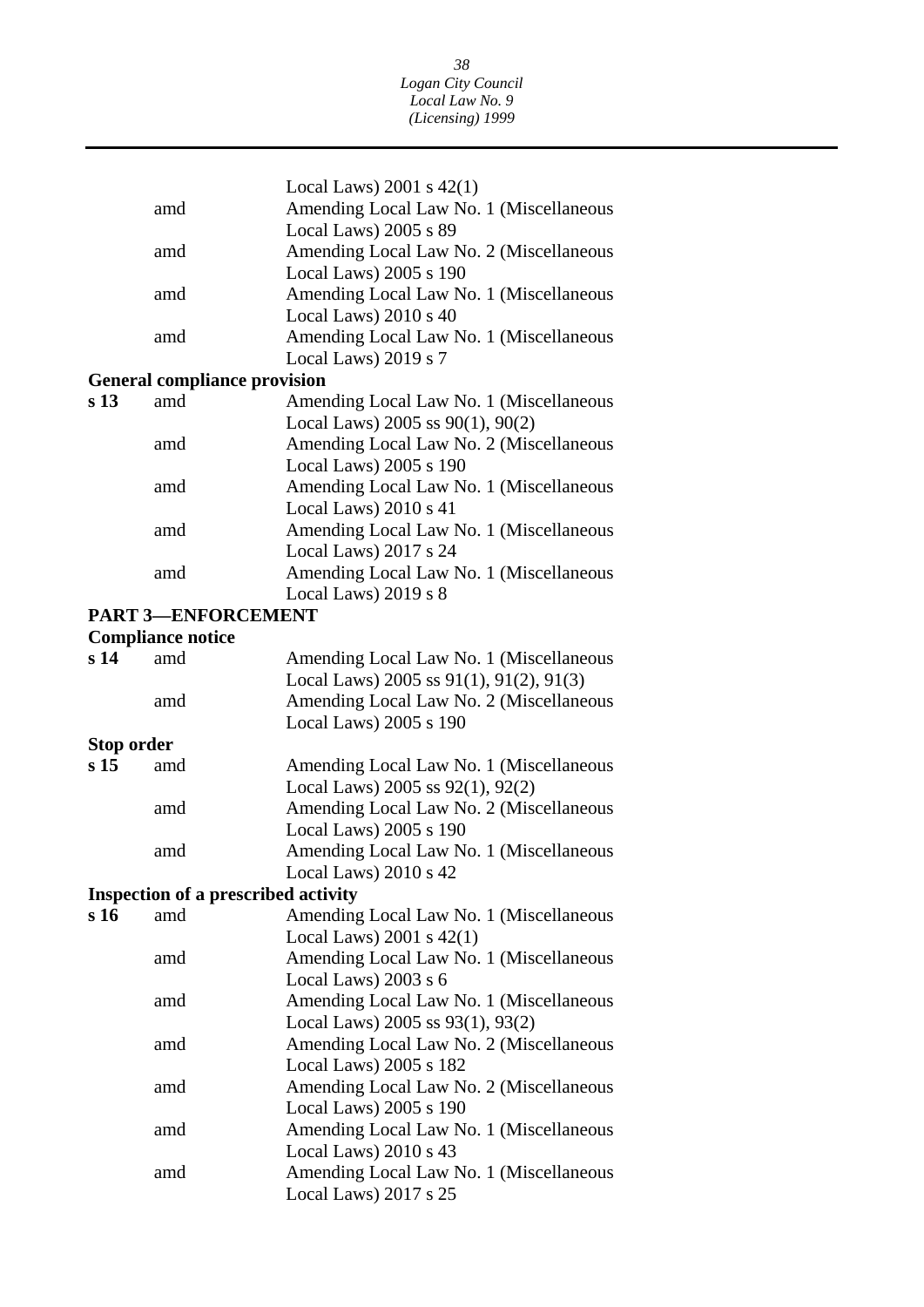|  |  | Local Laws) 2001 s 42(1) |
|---|---|---|
|  | amd | Amending Local Law No. 1 (Miscellaneous Local Laws) 2005 s 89 |
|  | amd | Amending Local Law No. 2 (Miscellaneous Local Laws) 2005 s 190 |
|  | amd | Amending Local Law No. 1 (Miscellaneous Local Laws) 2010 s 40 |
|  | amd | Amending Local Law No. 1 (Miscellaneous Local Laws) 2019 s 7 |

**General compliance provision**

| | | |
|---|---|---|
| **s 13** | amd | Amending Local Law No. 1 (Miscellaneous Local Laws) 2005 ss 90(1), 90(2) |
|  | amd | Amending Local Law No. 2 (Miscellaneous Local Laws) 2005 s 190 |
|  | amd | Amending Local Law No. 1 (Miscellaneous Local Laws) 2010 s 41 |
|  | amd | Amending Local Law No. 1 (Miscellaneous Local Laws) 2017 s 24 |
|  | amd | Amending Local Law No. 1 (Miscellaneous Local Laws) 2019 s 8 |

**PART 3—ENFORCEMENT**

**Compliance notice**

| | | |
|---|---|---|
| **s 14** | amd | Amending Local Law No. 1 (Miscellaneous Local Laws) 2005 ss 91(1), 91(2), 91(3) |
|  | amd | Amending Local Law No. 2 (Miscellaneous Local Laws) 2005 s 190 |

**Stop order**

| | | |
|---|---|---|
| **s 15** | amd | Amending Local Law No. 1 (Miscellaneous Local Laws) 2005 ss 92(1), 92(2) |
|  | amd | Amending Local Law No. 2 (Miscellaneous Local Laws) 2005 s 190 |
|  | amd | Amending Local Law No. 1 (Miscellaneous Local Laws) 2010 s 42 |

**Inspection of a prescribed activity**

| | | |
|---|---|---|
| **s 16** | amd | Amending Local Law No. 1 (Miscellaneous Local Laws) 2001 s 42(1) |
|  | amd | Amending Local Law No. 1 (Miscellaneous Local Laws) 2003 s 6 |
|  | amd | Amending Local Law No. 1 (Miscellaneous Local Laws) 2005 ss 93(1), 93(2) |
|  | amd | Amending Local Law No. 2 (Miscellaneous Local Laws) 2005 s 182 |
|  | amd | Amending Local Law No. 2 (Miscellaneous Local Laws) 2005 s 190 |
|  | amd | Amending Local Law No. 1 (Miscellaneous Local Laws) 2010 s 43 |
|  | amd | Amending Local Law No. 1 (Miscellaneous Local Laws) 2017 s 25 |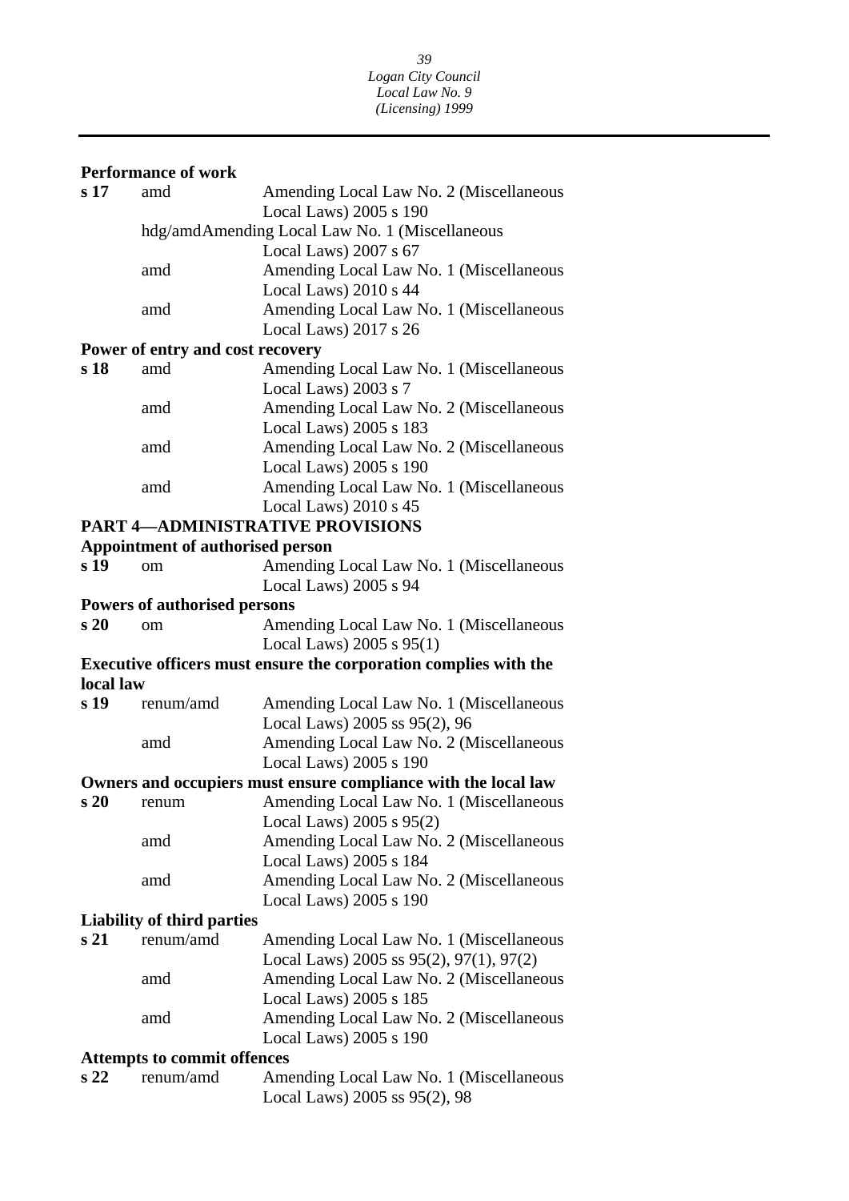**Performance of work**

| | | |
|---|---|---|
| **s 17** | amd | Amending Local Law No. 2 (Miscellaneous Local Laws) 2005 s 190 |
| | hdg/amd | Amending Local Law No. 1 (Miscellaneous Local Laws) 2007 s 67 |
| | amd | Amending Local Law No. 1 (Miscellaneous Local Laws) 2010 s 44 |
| | amd | Amending Local Law No. 1 (Miscellaneous Local Laws) 2017 s 26 |

**Power of entry and cost recovery**

| | | |
|---|---|---|
| **s 18** | amd | Amending Local Law No. 1 (Miscellaneous Local Laws) 2003 s 7 |
| | amd | Amending Local Law No. 2 (Miscellaneous Local Laws) 2005 s 183 |
| | amd | Amending Local Law No. 2 (Miscellaneous Local Laws) 2005 s 190 |
| | amd | Amending Local Law No. 1 (Miscellaneous Local Laws) 2010 s 45 |

**PART 4—ADMINISTRATIVE PROVISIONS**

**Appointment of authorised person**

| | | |
|---|---|---|
| **s 19** | om | Amending Local Law No. 1 (Miscellaneous Local Laws) 2005 s 94 |

**Powers of authorised persons**

| | | |
|---|---|---|
| **s 20** | om | Amending Local Law No. 1 (Miscellaneous Local Laws) 2005 s 95(1) |

**Executive officers must ensure the corporation complies with the local law**

| | | |
|---|---|---|
| **s 19** | renum/amd | Amending Local Law No. 1 (Miscellaneous Local Laws) 2005 ss 95(2), 96 |
| | amd | Amending Local Law No. 2 (Miscellaneous Local Laws) 2005 s 190 |

**Owners and occupiers must ensure compliance with the local law**

| | | |
|---|---|---|
| **s 20** | renum | Amending Local Law No. 1 (Miscellaneous Local Laws) 2005 s 95(2) |
| | amd | Amending Local Law No. 2 (Miscellaneous Local Laws) 2005 s 184 |
| | amd | Amending Local Law No. 2 (Miscellaneous Local Laws) 2005 s 190 |

**Liability of third parties**

| | | |
|---|---|---|
| **s 21** | renum/amd | Amending Local Law No. 1 (Miscellaneous Local Laws) 2005 ss 95(2), 97(1), 97(2) |
| | amd | Amending Local Law No. 2 (Miscellaneous Local Laws) 2005 s 185 |
| | amd | Amending Local Law No. 2 (Miscellaneous Local Laws) 2005 s 190 |

**Attempts to commit offences**

| | | |
|---|---|---|
| **s 22** | renum/amd | Amending Local Law No. 1 (Miscellaneous Local Laws) 2005 ss 95(2), 98 |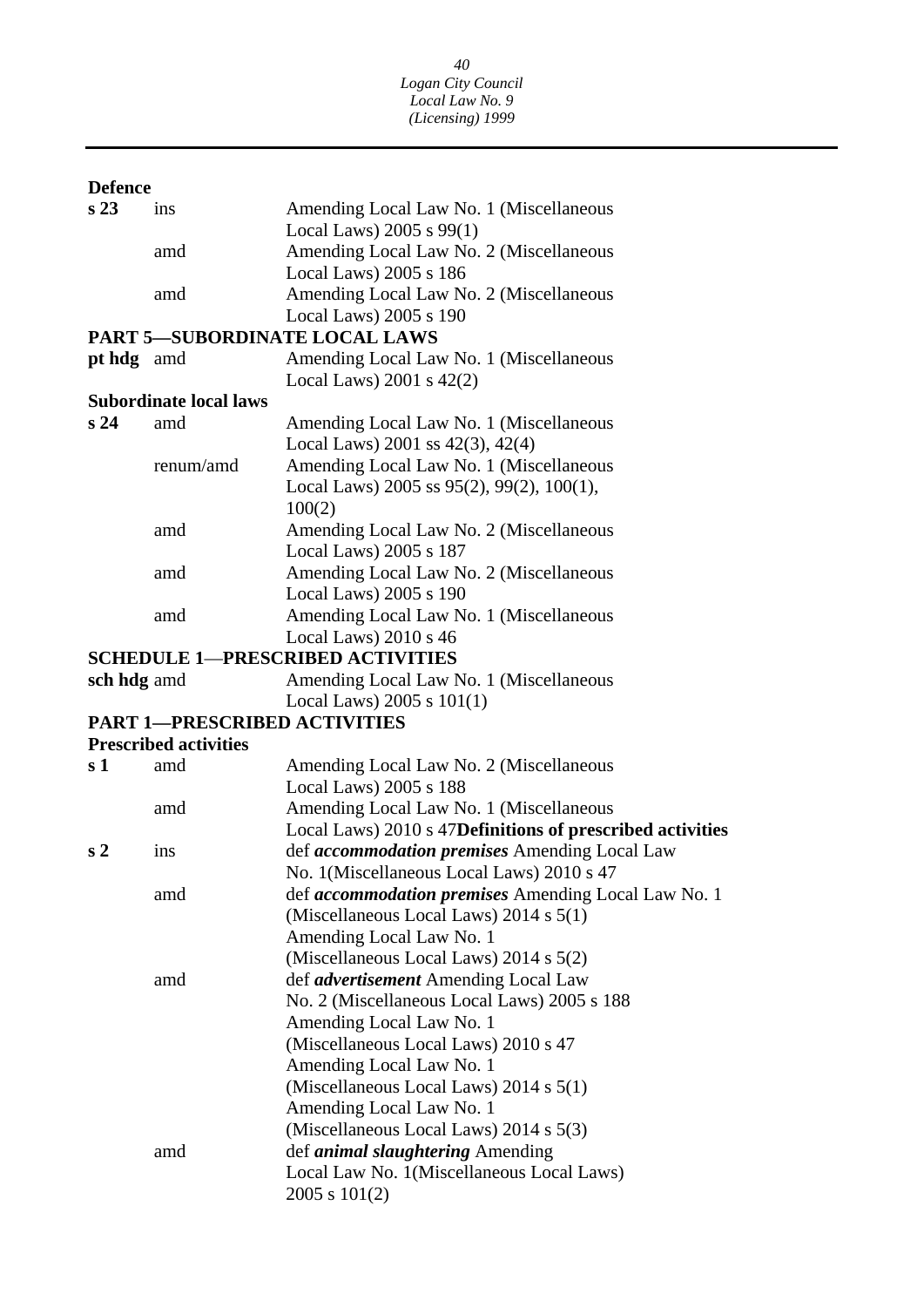**Defence**

| | | |
|---|---|---|
| **s 23** | ins | Amending Local Law No. 1 (Miscellaneous Local Laws) 2005 s 99(1) |
| | amd | Amending Local Law No. 2 (Miscellaneous Local Laws) 2005 s 186 |
| | amd | Amending Local Law No. 2 (Miscellaneous Local Laws) 2005 s 190 |

**PART 5—SUBORDINATE LOCAL LAWS**

| | | |
|---|---|---|
| **pt hdg** | amd | Amending Local Law No. 1 (Miscellaneous Local Laws) 2001 s 42(2) |

**Subordinate local laws**

| | | |
|---|---|---|
| **s 24** | amd | Amending Local Law No. 1 (Miscellaneous Local Laws) 2001 ss 42(3), 42(4) |
| | renum/amd | Amending Local Law No. 1 (Miscellaneous Local Laws) 2005 ss 95(2), 99(2), 100(1), 100(2) |
| | amd | Amending Local Law No. 2 (Miscellaneous Local Laws) 2005 s 187 |
| | amd | Amending Local Law No. 2 (Miscellaneous Local Laws) 2005 s 190 |
| | amd | Amending Local Law No. 1 (Miscellaneous Local Laws) 2010 s 46 |

**SCHEDULE 1—PRESCRIBED ACTIVITIES**

| | | |
|---|---|---|
| **sch hdg** | amd | Amending Local Law No. 1 (Miscellaneous Local Laws) 2005 s 101(1) |

**PART 1—PRESCRIBED ACTIVITIES**

**Prescribed activities**

| | | |
|---|---|---|
| **s 1** | amd | Amending Local Law No. 2 (Miscellaneous Local Laws) 2005 s 188 |
| | amd | Amending Local Law No. 1 (Miscellaneous Local Laws) 2010 s 47 |

**Definitions of prescribed activities**

| | | |
|---|---|---|
| **s 2** | ins | def ***accommodation premises*** Amending Local Law No. 1(Miscellaneous Local Laws) 2010 s 47 |
| | amd | def ***accommodation premises*** Amending Local Law No. 1 (Miscellaneous Local Laws) 2014 s 5(1) Amending Local Law No. 1 (Miscellaneous Local Laws) 2014 s 5(2) |
| | amd | def ***advertisement*** Amending Local Law No. 2 (Miscellaneous Local Laws) 2005 s 188 Amending Local Law No. 1 (Miscellaneous Local Laws) 2010 s 47 Amending Local Law No. 1 (Miscellaneous Local Laws) 2014 s 5(1) Amending Local Law No. 1 (Miscellaneous Local Laws) 2014 s 5(3) |
| | amd | def ***animal slaughtering*** Amending Local Law No. 1(Miscellaneous Local Laws) 2005 s 101(2) |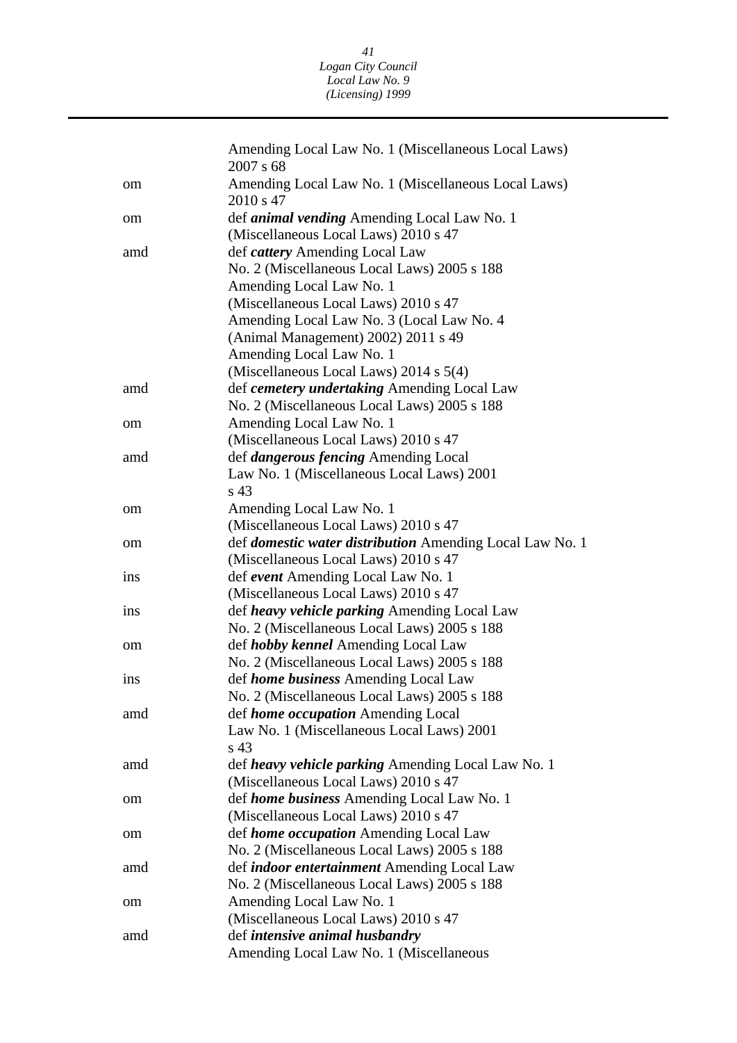| | |
|---|---|
| | Amending Local Law No. 1 (Miscellaneous Local Laws) 2007 s 68 |
| om | Amending Local Law No. 1 (Miscellaneous Local Laws) 2010 s 47 |
| om | def ***animal vending*** Amending Local Law No. 1 (Miscellaneous Local Laws) 2010 s 47 |
| amd | def ***cattery*** Amending Local Law No. 2 (Miscellaneous Local Laws) 2005 s 188 Amending Local Law No. 1 (Miscellaneous Local Laws) 2010 s 47 Amending Local Law No. 3 (Local Law No. 4 (Animal Management) 2002) 2011 s 49 Amending Local Law No. 1 (Miscellaneous Local Laws) 2014 s 5(4) |
| amd | def ***cemetery undertaking*** Amending Local Law No. 2 (Miscellaneous Local Laws) 2005 s 188 |
| om | Amending Local Law No. 1 (Miscellaneous Local Laws) 2010 s 47 |
| amd | def ***dangerous fencing*** Amending Local Law No. 1 (Miscellaneous Local Laws) 2001 s 43 |
| om | Amending Local Law No. 1 (Miscellaneous Local Laws) 2010 s 47 |
| om | def ***domestic water distribution*** Amending Local Law No. 1 (Miscellaneous Local Laws) 2010 s 47 |
| ins | def ***event*** Amending Local Law No. 1 (Miscellaneous Local Laws) 2010 s 47 |
| ins | def ***heavy vehicle parking*** Amending Local Law No. 2 (Miscellaneous Local Laws) 2005 s 188 |
| om | def ***hobby kennel*** Amending Local Law No. 2 (Miscellaneous Local Laws) 2005 s 188 |
| ins | def ***home business*** Amending Local Law No. 2 (Miscellaneous Local Laws) 2005 s 188 |
| amd | def ***home occupation*** Amending Local Law No. 1 (Miscellaneous Local Laws) 2001 s 43 |
| amd | def ***heavy vehicle parking*** Amending Local Law No. 1 (Miscellaneous Local Laws) 2010 s 47 |
| om | def ***home business*** Amending Local Law No. 1 (Miscellaneous Local Laws) 2010 s 47 |
| om | def ***home occupation*** Amending Local Law No. 2 (Miscellaneous Local Laws) 2005 s 188 |
| amd | def ***indoor entertainment*** Amending Local Law No. 2 (Miscellaneous Local Laws) 2005 s 188 |
| om | Amending Local Law No. 1 (Miscellaneous Local Laws) 2010 s 47 |
| amd | def ***intensive animal husbandry*** Amending Local Law No. 1 (Miscellaneous |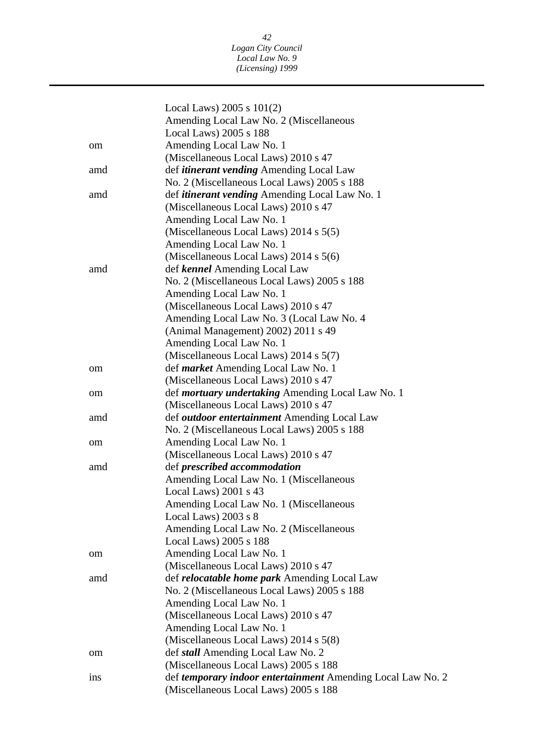| | |
|---|---|
| | Local Laws) 2005 s 101(2) |
| | Amending Local Law No. 2 (Miscellaneous Local Laws) 2005 s 188 |
| om | Amending Local Law No. 1 (Miscellaneous Local Laws) 2010 s 47 |
| amd | def ***itinerant vending*** Amending Local Law No. 2 (Miscellaneous Local Laws) 2005 s 188 |
| amd | def ***itinerant vending*** Amending Local Law No. 1 (Miscellaneous Local Laws) 2010 s 47 |
| | Amending Local Law No. 1 (Miscellaneous Local Laws) 2014 s 5(5) |
| | Amending Local Law No. 1 (Miscellaneous Local Laws) 2014 s 5(6) |
| amd | def ***kennel*** Amending Local Law No. 2 (Miscellaneous Local Laws) 2005 s 188 |
| | Amending Local Law No. 1 (Miscellaneous Local Laws) 2010 s 47 |
| | Amending Local Law No. 3 (Local Law No. 4 (Animal Management) 2002) 2011 s 49 |
| | Amending Local Law No. 1 (Miscellaneous Local Laws) 2014 s 5(7) |
| om | def ***market*** Amending Local Law No. 1 (Miscellaneous Local Laws) 2010 s 47 |
| om | def ***mortuary undertaking*** Amending Local Law No. 1 (Miscellaneous Local Laws) 2010 s 47 |
| amd | def ***outdoor entertainment*** Amending Local Law No. 2 (Miscellaneous Local Laws) 2005 s 188 |
| om | Amending Local Law No. 1 (Miscellaneous Local Laws) 2010 s 47 |
| amd | def ***prescribed accommodation*** |
| | Amending Local Law No. 1 (Miscellaneous Local Laws) 2001 s 43 |
| | Amending Local Law No. 1 (Miscellaneous Local Laws) 2003 s 8 |
| | Amending Local Law No. 2 (Miscellaneous Local Laws) 2005 s 188 |
| om | Amending Local Law No. 1 (Miscellaneous Local Laws) 2010 s 47 |
| amd | def ***relocatable home park*** Amending Local Law No. 2 (Miscellaneous Local Laws) 2005 s 188 |
| | Amending Local Law No. 1 (Miscellaneous Local Laws) 2010 s 47 |
| | Amending Local Law No. 1 (Miscellaneous Local Laws) 2014 s 5(8) |
| om | def ***stall*** Amending Local Law No. 2 (Miscellaneous Local Laws) 2005 s 188 |
| ins | def ***temporary indoor entertainment*** Amending Local Law No. 2 (Miscellaneous Local Laws) 2005 s 188 |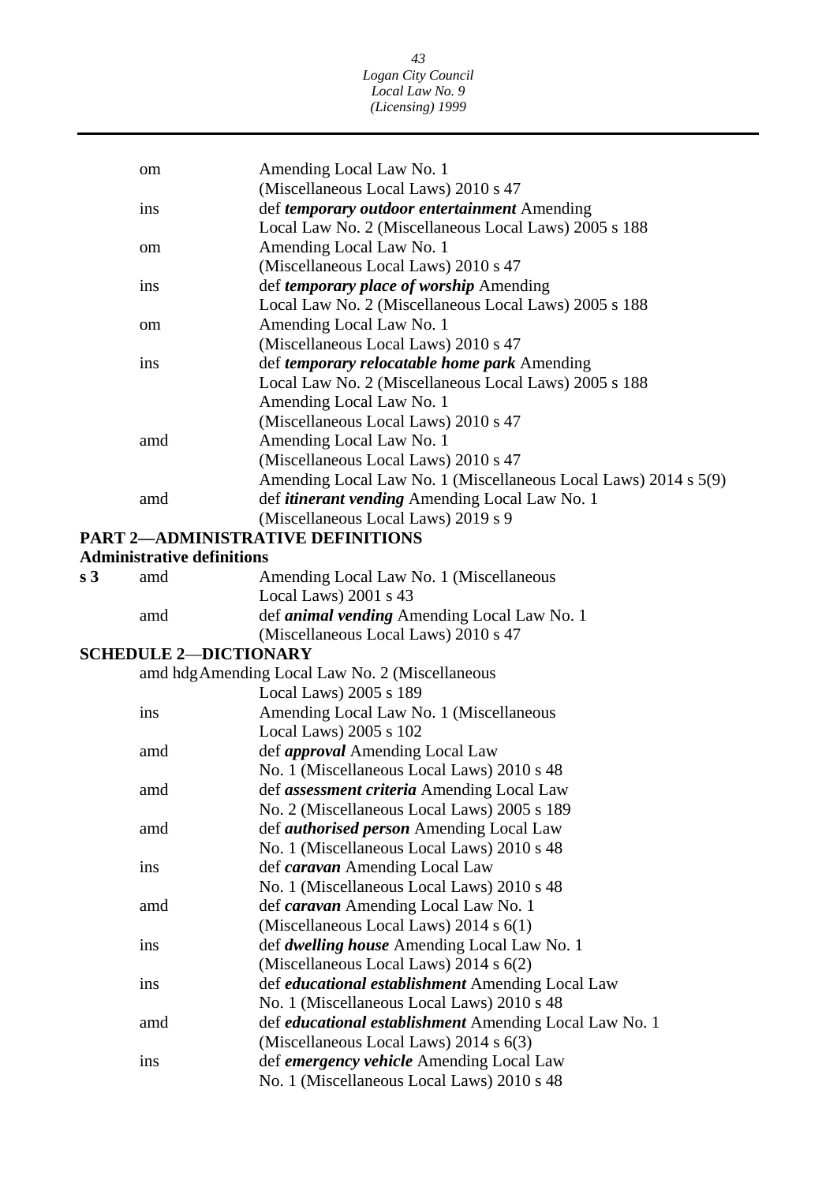| | | |
|---|---|---|
| | om | Amending Local Law No. 1 (Miscellaneous Local Laws) 2010 s 47 |
| | ins | def ***temporary outdoor entertainment*** Amending Local Law No. 2 (Miscellaneous Local Laws) 2005 s 188 |
| | om | Amending Local Law No. 1 (Miscellaneous Local Laws) 2010 s 47 |
| | ins | def ***temporary place of worship*** Amending Local Law No. 2 (Miscellaneous Local Laws) 2005 s 188 |
| | om | Amending Local Law No. 1 (Miscellaneous Local Laws) 2010 s 47 |
| | ins | def ***temporary relocatable home park*** Amending Local Law No. 2 (Miscellaneous Local Laws) 2005 s 188 Amending Local Law No. 1 (Miscellaneous Local Laws) 2010 s 47 |
| | amd | Amending Local Law No. 1 (Miscellaneous Local Laws) 2010 s 47 Amending Local Law No. 1 (Miscellaneous Local Laws) 2014 s 5(9) |
| | amd | def ***itinerant vending*** Amending Local Law No. 1 (Miscellaneous Local Laws) 2019 s 9 |

**PART 2—ADMINISTRATIVE DEFINITIONS**

**Administrative definitions**

| | | |
|---|---|---|
| **s 3** | amd | Amending Local Law No. 1 (Miscellaneous Local Laws) 2001 s 43 |
| | amd | def ***animal vending*** Amending Local Law No. 1 (Miscellaneous Local Laws) 2010 s 47 |

**SCHEDULE 2—DICTIONARY**

| | | |
|---|---|---|
| | amd hdg | Amending Local Law No. 2 (Miscellaneous Local Laws) 2005 s 189 |
| | ins | Amending Local Law No. 1 (Miscellaneous Local Laws) 2005 s 102 |
| | amd | def ***approval*** Amending Local Law No. 1 (Miscellaneous Local Laws) 2010 s 48 |
| | amd | def ***assessment criteria*** Amending Local Law No. 2 (Miscellaneous Local Laws) 2005 s 189 |
| | amd | def ***authorised person*** Amending Local Law No. 1 (Miscellaneous Local Laws) 2010 s 48 |
| | ins | def ***caravan*** Amending Local Law No. 1 (Miscellaneous Local Laws) 2010 s 48 |
| | amd | def ***caravan*** Amending Local Law No. 1 (Miscellaneous Local Laws) 2014 s 6(1) |
| | ins | def ***dwelling house*** Amending Local Law No. 1 (Miscellaneous Local Laws) 2014 s 6(2) |
| | ins | def ***educational establishment*** Amending Local Law No. 1 (Miscellaneous Local Laws) 2010 s 48 |
| | amd | def ***educational establishment*** Amending Local Law No. 1 (Miscellaneous Local Laws) 2014 s 6(3) |
| | ins | def ***emergency vehicle*** Amending Local Law No. 1 (Miscellaneous Local Laws) 2010 s 48 |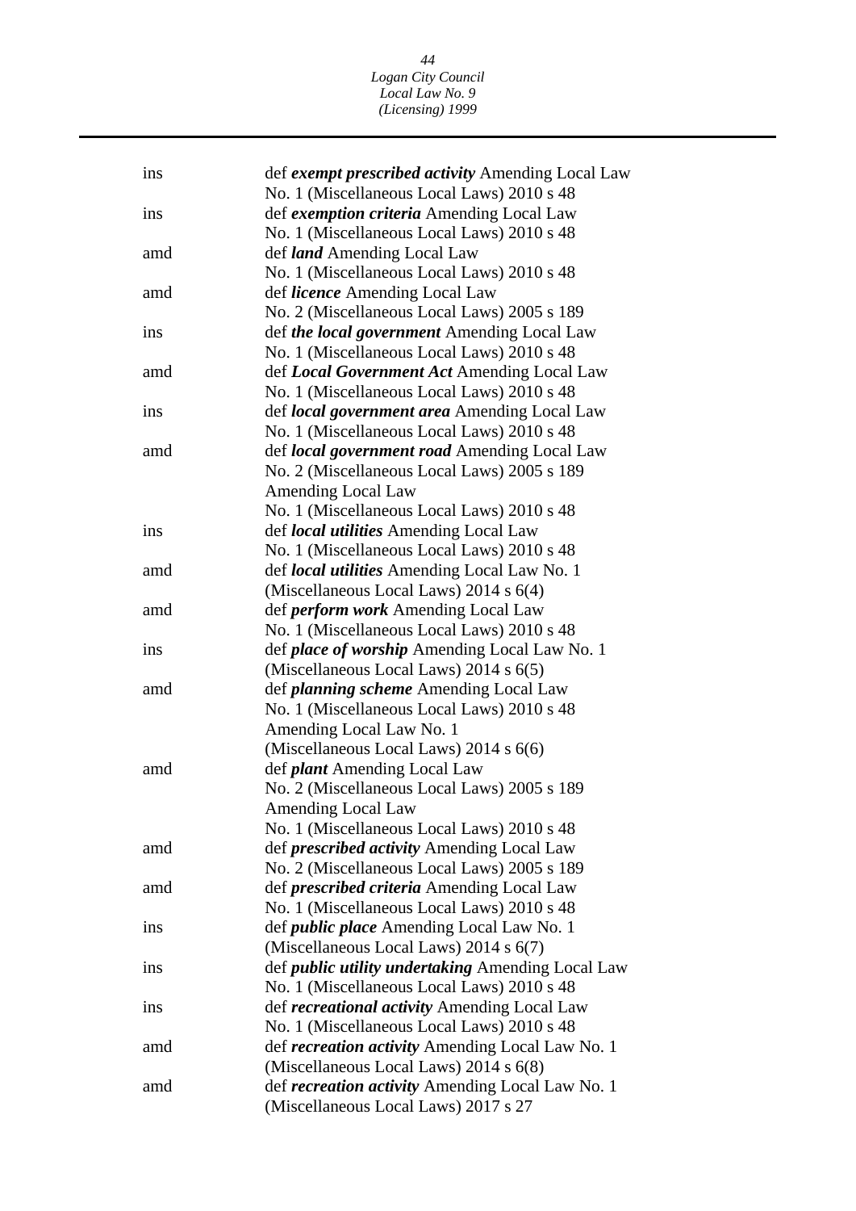| | |
|---|---|
| ins | def ***exempt prescribed activity*** Amending Local Law No. 1 (Miscellaneous Local Laws) 2010 s 48 |
| ins | def ***exemption criteria*** Amending Local Law No. 1 (Miscellaneous Local Laws) 2010 s 48 |
| amd | def ***land*** Amending Local Law No. 1 (Miscellaneous Local Laws) 2010 s 48 |
| amd | def ***licence*** Amending Local Law No. 2 (Miscellaneous Local Laws) 2005 s 189 |
| ins | def ***the local government*** Amending Local Law No. 1 (Miscellaneous Local Laws) 2010 s 48 |
| amd | def ***Local Government Act*** Amending Local Law No. 1 (Miscellaneous Local Laws) 2010 s 48 |
| ins | def ***local government area*** Amending Local Law No. 1 (Miscellaneous Local Laws) 2010 s 48 |
| amd | def ***local government road*** Amending Local Law No. 2 (Miscellaneous Local Laws) 2005 s 189<br>Amending Local Law No. 1 (Miscellaneous Local Laws) 2010 s 48 |
| ins | def ***local utilities*** Amending Local Law No. 1 (Miscellaneous Local Laws) 2010 s 48 |
| amd | def ***local utilities*** Amending Local Law No. 1 (Miscellaneous Local Laws) 2014 s 6(4) |
| amd | def ***perform work*** Amending Local Law No. 1 (Miscellaneous Local Laws) 2010 s 48 |
| ins | def ***place of worship*** Amending Local Law No. 1 (Miscellaneous Local Laws) 2014 s 6(5) |
| amd | def ***planning scheme*** Amending Local Law No. 1 (Miscellaneous Local Laws) 2010 s 48<br>Amending Local Law No. 1 (Miscellaneous Local Laws) 2014 s 6(6) |
| amd | def ***plant*** Amending Local Law No. 2 (Miscellaneous Local Laws) 2005 s 189<br>Amending Local Law No. 1 (Miscellaneous Local Laws) 2010 s 48 |
| amd | def ***prescribed activity*** Amending Local Law No. 2 (Miscellaneous Local Laws) 2005 s 189 |
| amd | def ***prescribed criteria*** Amending Local Law No. 1 (Miscellaneous Local Laws) 2010 s 48 |
| ins | def ***public place*** Amending Local Law No. 1 (Miscellaneous Local Laws) 2014 s 6(7) |
| ins | def ***public utility undertaking*** Amending Local Law No. 1 (Miscellaneous Local Laws) 2010 s 48 |
| ins | def ***recreational activity*** Amending Local Law No. 1 (Miscellaneous Local Laws) 2010 s 48 |
| amd | def ***recreation activity*** Amending Local Law No. 1 (Miscellaneous Local Laws) 2014 s 6(8) |
| amd | def ***recreation activity*** Amending Local Law No. 1 (Miscellaneous Local Laws) 2017 s 27 |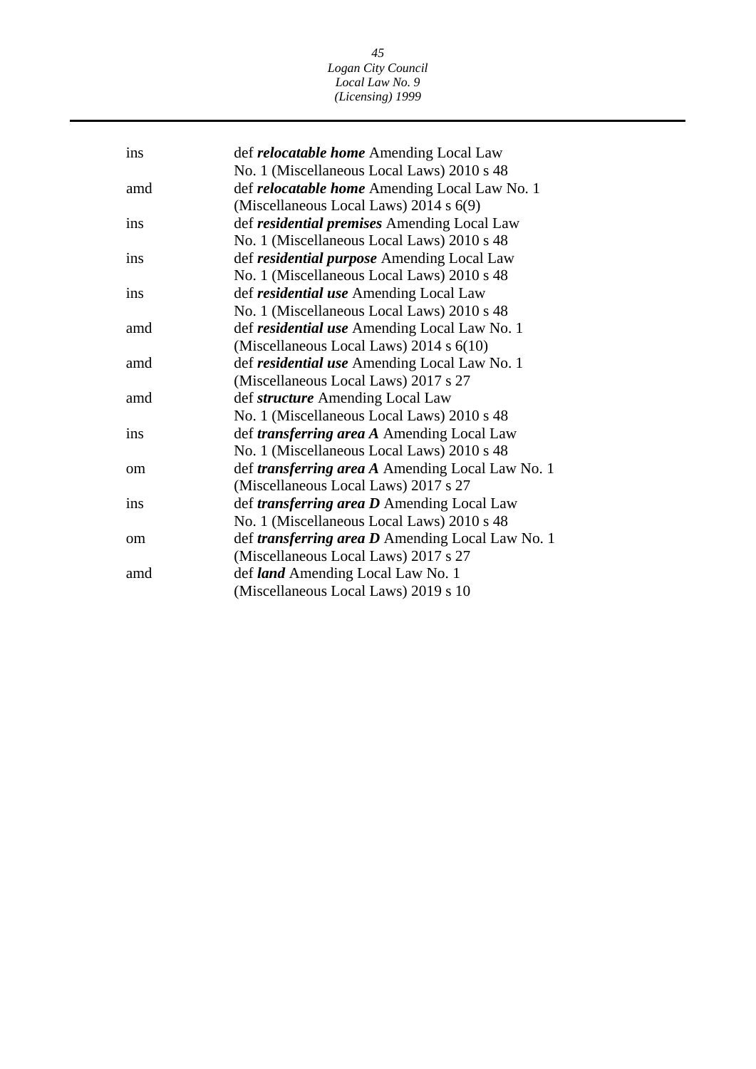| | |
|---|---|
| ins | def ***relocatable home*** Amending Local Law No. 1 (Miscellaneous Local Laws) 2010 s 48 |
| amd | def ***relocatable home*** Amending Local Law No. 1 (Miscellaneous Local Laws) 2014 s 6(9) |
| ins | def ***residential premises*** Amending Local Law No. 1 (Miscellaneous Local Laws) 2010 s 48 |
| ins | def ***residential purpose*** Amending Local Law No. 1 (Miscellaneous Local Laws) 2010 s 48 |
| ins | def ***residential use*** Amending Local Law No. 1 (Miscellaneous Local Laws) 2010 s 48 |
| amd | def ***residential use*** Amending Local Law No. 1 (Miscellaneous Local Laws) 2014 s 6(10) |
| amd | def ***residential use*** Amending Local Law No. 1 (Miscellaneous Local Laws) 2017 s 27 |
| amd | def ***structure*** Amending Local Law No. 1 (Miscellaneous Local Laws) 2010 s 48 |
| ins | def ***transferring area A*** Amending Local Law No. 1 (Miscellaneous Local Laws) 2010 s 48 |
| om | def ***transferring area A*** Amending Local Law No. 1 (Miscellaneous Local Laws) 2017 s 27 |
| ins | def ***transferring area D*** Amending Local Law No. 1 (Miscellaneous Local Laws) 2010 s 48 |
| om | def ***transferring area D*** Amending Local Law No. 1 (Miscellaneous Local Laws) 2017 s 27 |
| amd | def ***land*** Amending Local Law No. 1 (Miscellaneous Local Laws) 2019 s 10 |